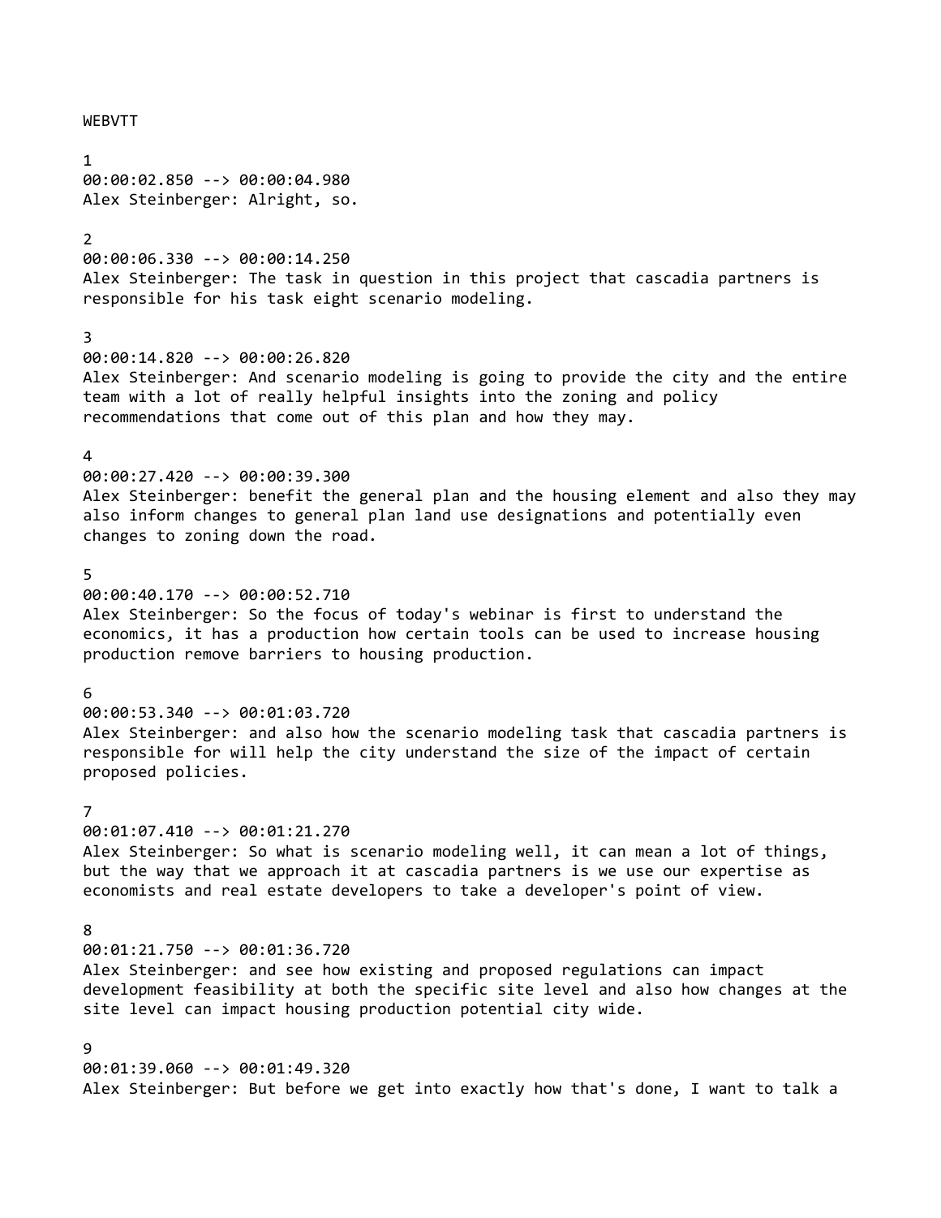WEBVTT

1
00:00:02.850 --> 00:00:04.980
Alex Steinberger: Alright, so.

2
00:00:06.330 --> 00:00:14.250
Alex Steinberger: The task in question in this project that cascadia partners is responsible for his task eight scenario modeling.

3
00:00:14.820 --> 00:00:26.820
Alex Steinberger: And scenario modeling is going to provide the city and the entire team with a lot of really helpful insights into the zoning and policy recommendations that come out of this plan and how they may.

4
00:00:27.420 --> 00:00:39.300
Alex Steinberger: benefit the general plan and the housing element and also they may also inform changes to general plan land use designations and potentially even changes to zoning down the road.

5
00:00:40.170 --> 00:00:52.710
Alex Steinberger: So the focus of today's webinar is first to understand the economics, it has a production how certain tools can be used to increase housing production remove barriers to housing production.

6
00:00:53.340 --> 00:01:03.720
Alex Steinberger: and also how the scenario modeling task that cascadia partners is responsible for will help the city understand the size of the impact of certain proposed policies.

7
00:01:07.410 --> 00:01:21.270
Alex Steinberger: So what is scenario modeling well, it can mean a lot of things, but the way that we approach it at cascadia partners is we use our expertise as economists and real estate developers to take a developer's point of view.

8
00:01:21.750 --> 00:01:36.720
Alex Steinberger: and see how existing and proposed regulations can impact development feasibility at both the specific site level and also how changes at the site level can impact housing production potential city wide.

9
00:01:39.060 --> 00:01:49.320
Alex Steinberger: But before we get into exactly how that's done, I want to talk a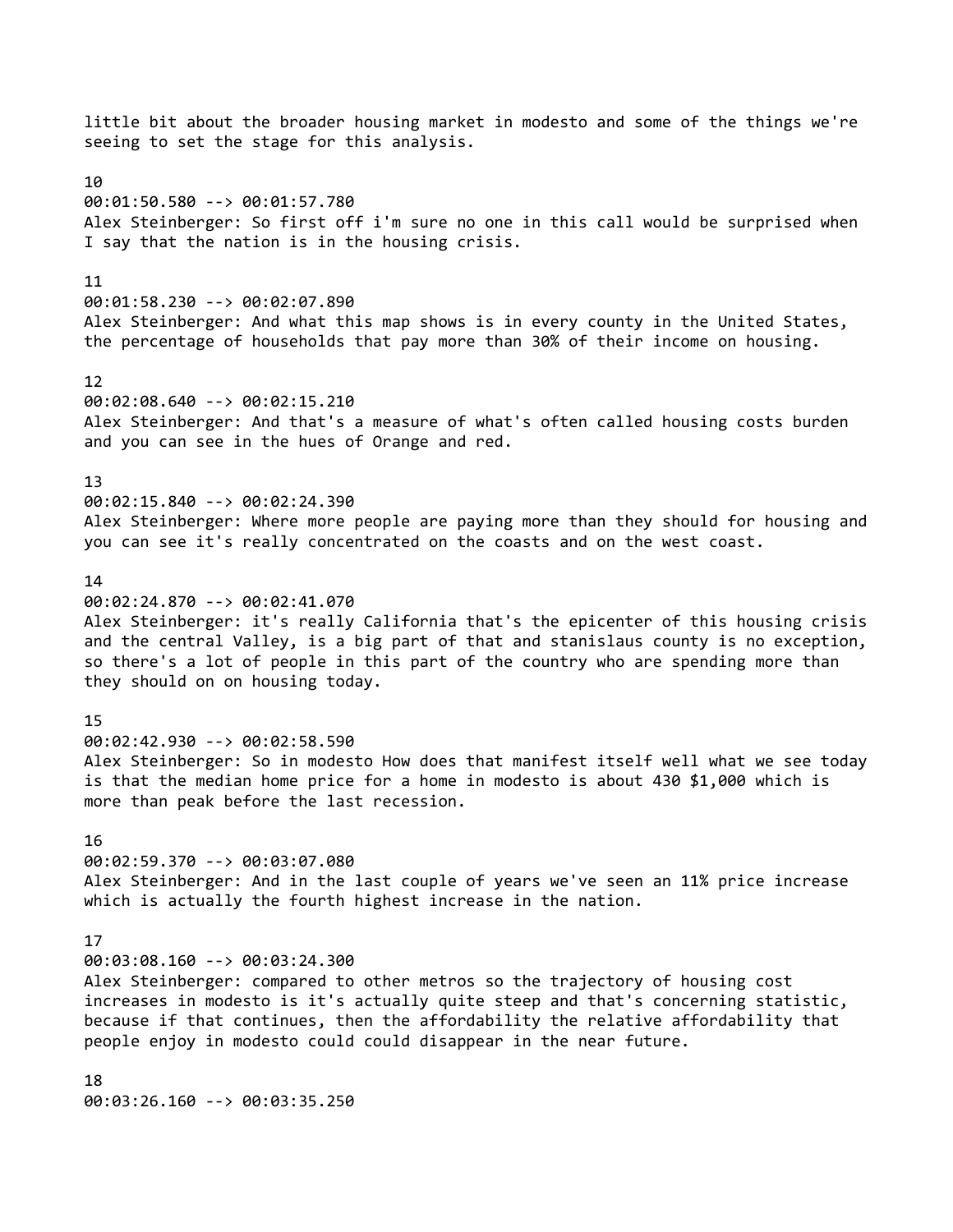little bit about the broader housing market in modesto and some of the things we're seeing to set the stage for this analysis.

10
00:01:50.580 --> 00:01:57.780
Alex Steinberger: So first off i'm sure no one in this call would be surprised when I say that the nation is in the housing crisis.

11
00:01:58.230 --> 00:02:07.890
Alex Steinberger: And what this map shows is in every county in the United States, the percentage of households that pay more than 30% of their income on housing.

12
00:02:08.640 --> 00:02:15.210
Alex Steinberger: And that's a measure of what's often called housing costs burden and you can see in the hues of Orange and red.

13
00:02:15.840 --> 00:02:24.390
Alex Steinberger: Where more people are paying more than they should for housing and you can see it's really concentrated on the coasts and on the west coast.

14
00:02:24.870 --> 00:02:41.070
Alex Steinberger: it's really California that's the epicenter of this housing crisis and the central Valley, is a big part of that and stanislaus county is no exception, so there's a lot of people in this part of the country who are spending more than they should on on housing today.

15
00:02:42.930 --> 00:02:58.590
Alex Steinberger: So in modesto How does that manifest itself well what we see today is that the median home price for a home in modesto is about 430 $1,000 which is more than peak before the last recession.

16
00:02:59.370 --> 00:03:07.080
Alex Steinberger: And in the last couple of years we've seen an 11% price increase which is actually the fourth highest increase in the nation.

17
00:03:08.160 --> 00:03:24.300
Alex Steinberger: compared to other metros so the trajectory of housing cost increases in modesto is it's actually quite steep and that's concerning statistic, because if that continues, then the affordability the relative affordability that people enjoy in modesto could could disappear in the near future.

18
00:03:26.160 --> 00:03:35.250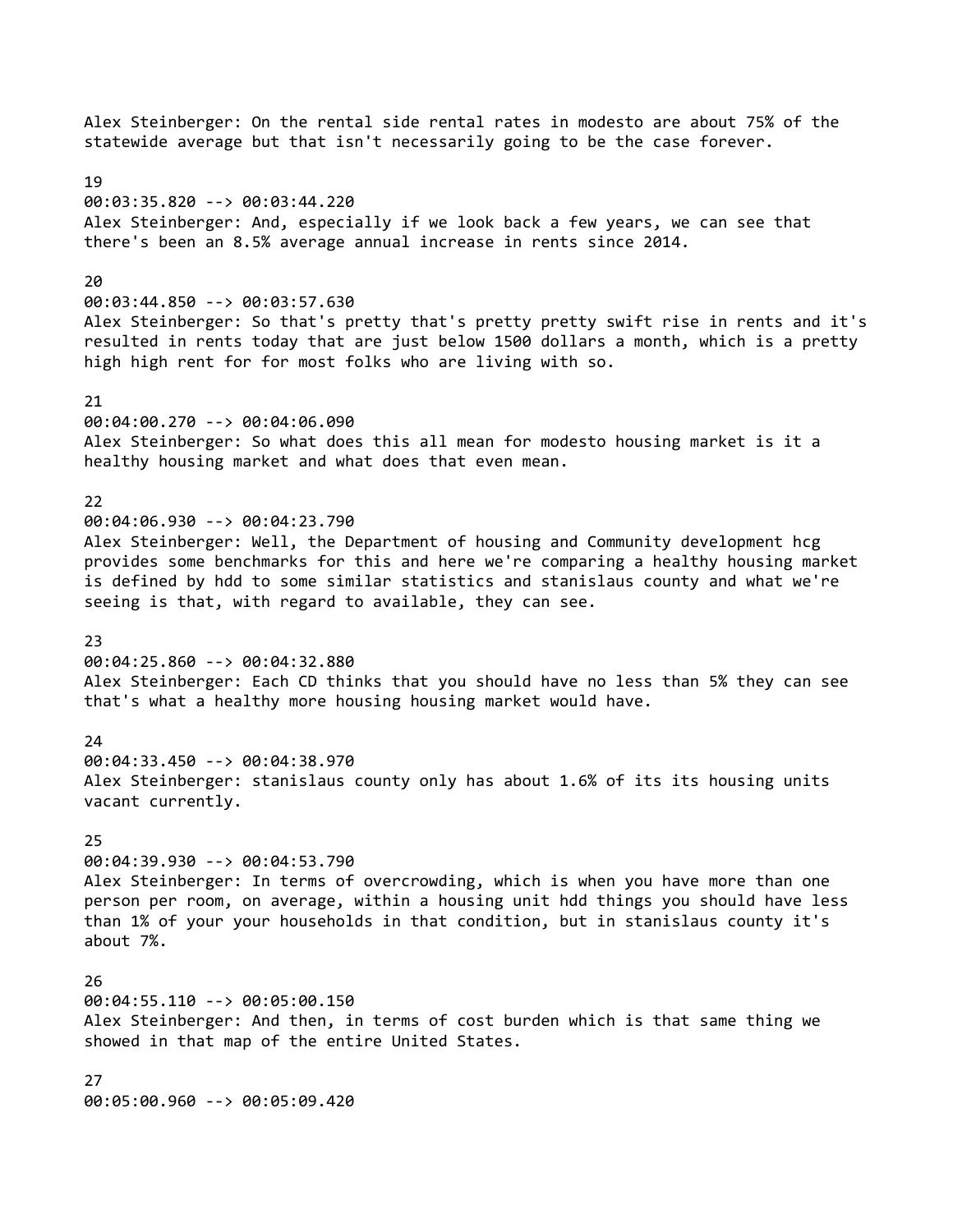Alex Steinberger: On the rental side rental rates in modesto are about 75% of the statewide average but that isn't necessarily going to be the case forever.

19
00:03:35.820 --> 00:03:44.220
Alex Steinberger: And, especially if we look back a few years, we can see that there's been an 8.5% average annual increase in rents since 2014.

20
00:03:44.850 --> 00:03:57.630
Alex Steinberger: So that's pretty that's pretty pretty swift rise in rents and it's resulted in rents today that are just below 1500 dollars a month, which is a pretty high high rent for for most folks who are living with so.

21
00:04:00.270 --> 00:04:06.090
Alex Steinberger: So what does this all mean for modesto housing market is it a healthy housing market and what does that even mean.

22
00:04:06.930 --> 00:04:23.790
Alex Steinberger: Well, the Department of housing and Community development hcg provides some benchmarks for this and here we're comparing a healthy housing market is defined by hdd to some similar statistics and stanislaus county and what we're seeing is that, with regard to available, they can see.

23
00:04:25.860 --> 00:04:32.880
Alex Steinberger: Each CD thinks that you should have no less than 5% they can see that's what a healthy more housing housing market would have.

24
00:04:33.450 --> 00:04:38.970
Alex Steinberger: stanislaus county only has about 1.6% of its its housing units vacant currently.

25
00:04:39.930 --> 00:04:53.790
Alex Steinberger: In terms of overcrowding, which is when you have more than one person per room, on average, within a housing unit hdd things you should have less than 1% of your your households in that condition, but in stanislaus county it's about 7%.

26
00:04:55.110 --> 00:05:00.150
Alex Steinberger: And then, in terms of cost burden which is that same thing we showed in that map of the entire United States.

27
00:05:00.960 --> 00:05:09.420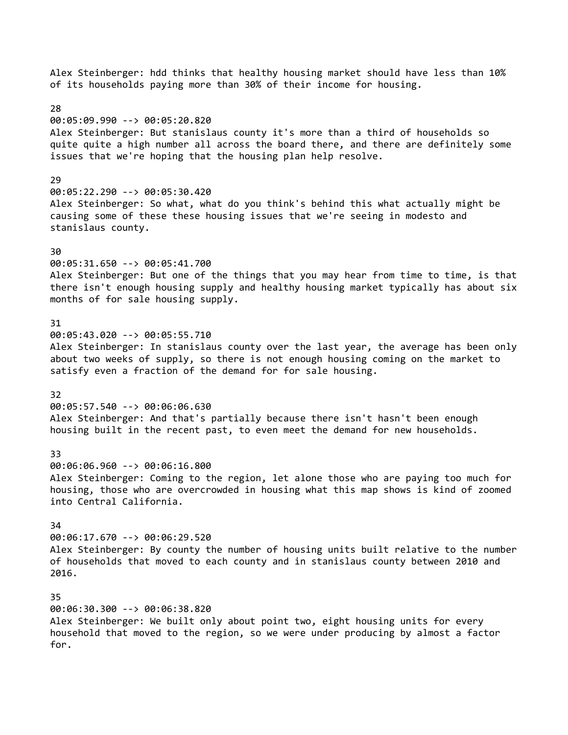Alex Steinberger: hdd thinks that healthy housing market should have less than 10% of its households paying more than 30% of their income for housing.

28
00:05:09.990 --> 00:05:20.820
Alex Steinberger: But stanislaus county it's more than a third of households so quite quite a high number all across the board there, and there are definitely some issues that we're hoping that the housing plan help resolve.

29
00:05:22.290 --> 00:05:30.420
Alex Steinberger: So what, what do you think's behind this what actually might be causing some of these these housing issues that we're seeing in modesto and stanislaus county.

30
00:05:31.650 --> 00:05:41.700
Alex Steinberger: But one of the things that you may hear from time to time, is that there isn't enough housing supply and healthy housing market typically has about six months of for sale housing supply.

31
00:05:43.020 --> 00:05:55.710
Alex Steinberger: In stanislaus county over the last year, the average has been only about two weeks of supply, so there is not enough housing coming on the market to satisfy even a fraction of the demand for for sale housing.

32
00:05:57.540 --> 00:06:06.630
Alex Steinberger: And that's partially because there isn't hasn't been enough housing built in the recent past, to even meet the demand for new households.

33
00:06:06.960 --> 00:06:16.800
Alex Steinberger: Coming to the region, let alone those who are paying too much for housing, those who are overcrowded in housing what this map shows is kind of zoomed into Central California.

34
00:06:17.670 --> 00:06:29.520
Alex Steinberger: By county the number of housing units built relative to the number of households that moved to each county and in stanislaus county between 2010 and 2016.

35
00:06:30.300 --> 00:06:38.820
Alex Steinberger: We built only about point two, eight housing units for every household that moved to the region, so we were under producing by almost a factor for.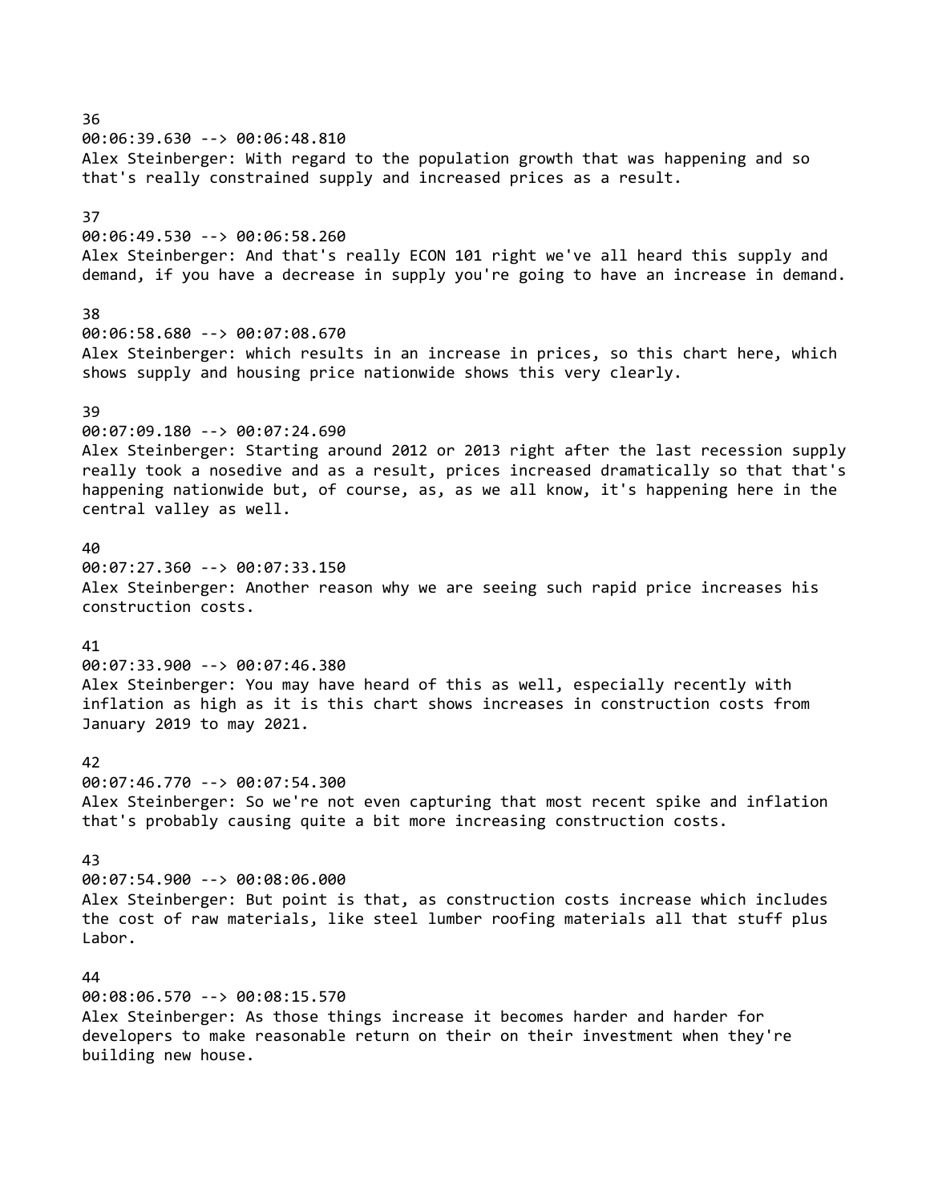36
00:06:39.630 --> 00:06:48.810
Alex Steinberger: With regard to the population growth that was happening and so that's really constrained supply and increased prices as a result.

37
00:06:49.530 --> 00:06:58.260
Alex Steinberger: And that's really ECON 101 right we've all heard this supply and demand, if you have a decrease in supply you're going to have an increase in demand.

38
00:06:58.680 --> 00:07:08.670
Alex Steinberger: which results in an increase in prices, so this chart here, which shows supply and housing price nationwide shows this very clearly.

39
00:07:09.180 --> 00:07:24.690
Alex Steinberger: Starting around 2012 or 2013 right after the last recession supply really took a nosedive and as a result, prices increased dramatically so that that's happening nationwide but, of course, as, as we all know, it's happening here in the central valley as well.

40
00:07:27.360 --> 00:07:33.150
Alex Steinberger: Another reason why we are seeing such rapid price increases his construction costs.

41
00:07:33.900 --> 00:07:46.380
Alex Steinberger: You may have heard of this as well, especially recently with inflation as high as it is this chart shows increases in construction costs from January 2019 to may 2021.

42
00:07:46.770 --> 00:07:54.300
Alex Steinberger: So we're not even capturing that most recent spike and inflation that's probably causing quite a bit more increasing construction costs.

43
00:07:54.900 --> 00:08:06.000
Alex Steinberger: But point is that, as construction costs increase which includes the cost of raw materials, like steel lumber roofing materials all that stuff plus Labor.

44
00:08:06.570 --> 00:08:15.570
Alex Steinberger: As those things increase it becomes harder and harder for developers to make reasonable return on their on their investment when they're building new house.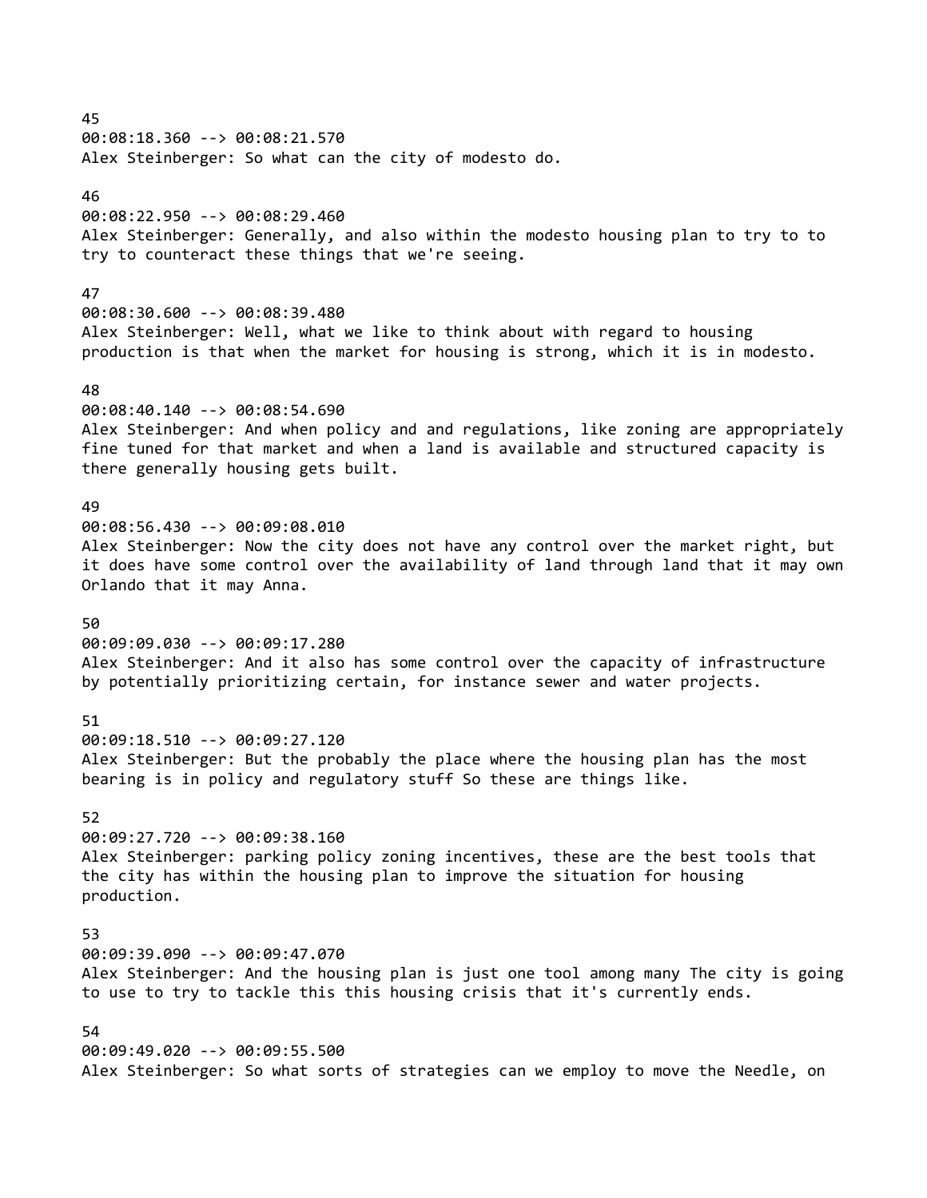45
00:08:18.360 --> 00:08:21.570
Alex Steinberger: So what can the city of modesto do.

46
00:08:22.950 --> 00:08:29.460
Alex Steinberger: Generally, and also within the modesto housing plan to try to to try to counteract these things that we're seeing.

47
00:08:30.600 --> 00:08:39.480
Alex Steinberger: Well, what we like to think about with regard to housing production is that when the market for housing is strong, which it is in modesto.

48
00:08:40.140 --> 00:08:54.690
Alex Steinberger: And when policy and and regulations, like zoning are appropriately fine tuned for that market and when a land is available and structured capacity is there generally housing gets built.

49
00:08:56.430 --> 00:09:08.010
Alex Steinberger: Now the city does not have any control over the market right, but it does have some control over the availability of land through land that it may own Orlando that it may Anna.

50
00:09:09.030 --> 00:09:17.280
Alex Steinberger: And it also has some control over the capacity of infrastructure by potentially prioritizing certain, for instance sewer and water projects.

51
00:09:18.510 --> 00:09:27.120
Alex Steinberger: But the probably the place where the housing plan has the most bearing is in policy and regulatory stuff So these are things like.

52
00:09:27.720 --> 00:09:38.160
Alex Steinberger: parking policy zoning incentives, these are the best tools that the city has within the housing plan to improve the situation for housing production.

53
00:09:39.090 --> 00:09:47.070
Alex Steinberger: And the housing plan is just one tool among many The city is going to use to try to tackle this this housing crisis that it's currently ends.

54
00:09:49.020 --> 00:09:55.500
Alex Steinberger: So what sorts of strategies can we employ to move the Needle, on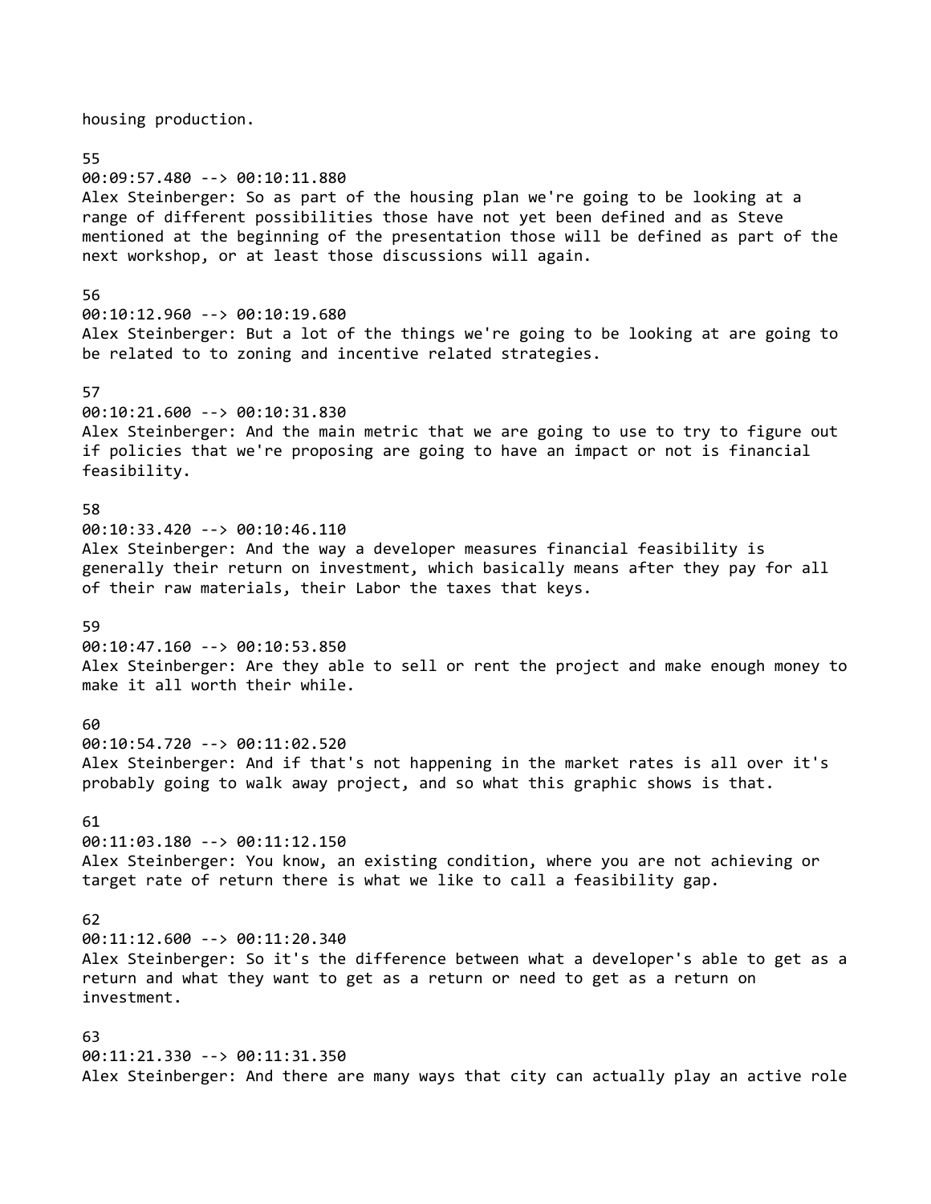housing production.

55
00:09:57.480 --> 00:10:11.880
Alex Steinberger: So as part of the housing plan we're going to be looking at a range of different possibilities those have not yet been defined and as Steve mentioned at the beginning of the presentation those will be defined as part of the next workshop, or at least those discussions will again.

56
00:10:12.960 --> 00:10:19.680
Alex Steinberger: But a lot of the things we're going to be looking at are going to be related to to zoning and incentive related strategies.

57
00:10:21.600 --> 00:10:31.830
Alex Steinberger: And the main metric that we are going to use to try to figure out if policies that we're proposing are going to have an impact or not is financial feasibility.

58
00:10:33.420 --> 00:10:46.110
Alex Steinberger: And the way a developer measures financial feasibility is generally their return on investment, which basically means after they pay for all of their raw materials, their Labor the taxes that keys.

59
00:10:47.160 --> 00:10:53.850
Alex Steinberger: Are they able to sell or rent the project and make enough money to make it all worth their while.

60
00:10:54.720 --> 00:11:02.520
Alex Steinberger: And if that's not happening in the market rates is all over it's probably going to walk away project, and so what this graphic shows is that.

61
00:11:03.180 --> 00:11:12.150
Alex Steinberger: You know, an existing condition, where you are not achieving or target rate of return there is what we like to call a feasibility gap.

62
00:11:12.600 --> 00:11:20.340
Alex Steinberger: So it's the difference between what a developer's able to get as a return and what they want to get as a return or need to get as a return on investment.

63
00:11:21.330 --> 00:11:31.350
Alex Steinberger: And there are many ways that city can actually play an active role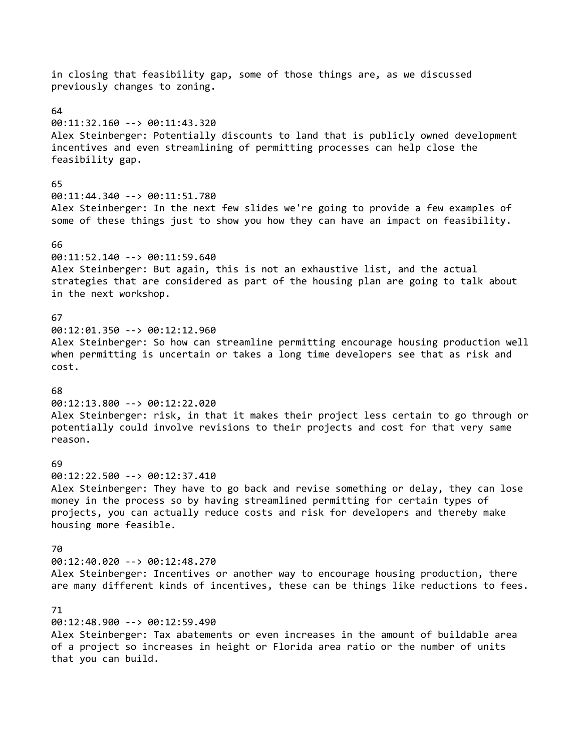in closing that feasibility gap, some of those things are, as we discussed previously changes to zoning.

64
00:11:32.160 --> 00:11:43.320
Alex Steinberger: Potentially discounts to land that is publicly owned development incentives and even streamlining of permitting processes can help close the feasibility gap.

65
00:11:44.340 --> 00:11:51.780
Alex Steinberger: In the next few slides we're going to provide a few examples of some of these things just to show you how they can have an impact on feasibility.

66
00:11:52.140 --> 00:11:59.640
Alex Steinberger: But again, this is not an exhaustive list, and the actual strategies that are considered as part of the housing plan are going to talk about in the next workshop.

67
00:12:01.350 --> 00:12:12.960
Alex Steinberger: So how can streamline permitting encourage housing production well when permitting is uncertain or takes a long time developers see that as risk and cost.

68
00:12:13.800 --> 00:12:22.020
Alex Steinberger: risk, in that it makes their project less certain to go through or potentially could involve revisions to their projects and cost for that very same reason.

69
00:12:22.500 --> 00:12:37.410
Alex Steinberger: They have to go back and revise something or delay, they can lose money in the process so by having streamlined permitting for certain types of projects, you can actually reduce costs and risk for developers and thereby make housing more feasible.

70
00:12:40.020 --> 00:12:48.270
Alex Steinberger: Incentives or another way to encourage housing production, there are many different kinds of incentives, these can be things like reductions to fees.

71
00:12:48.900 --> 00:12:59.490
Alex Steinberger: Tax abatements or even increases in the amount of buildable area of a project so increases in height or Florida area ratio or the number of units that you can build.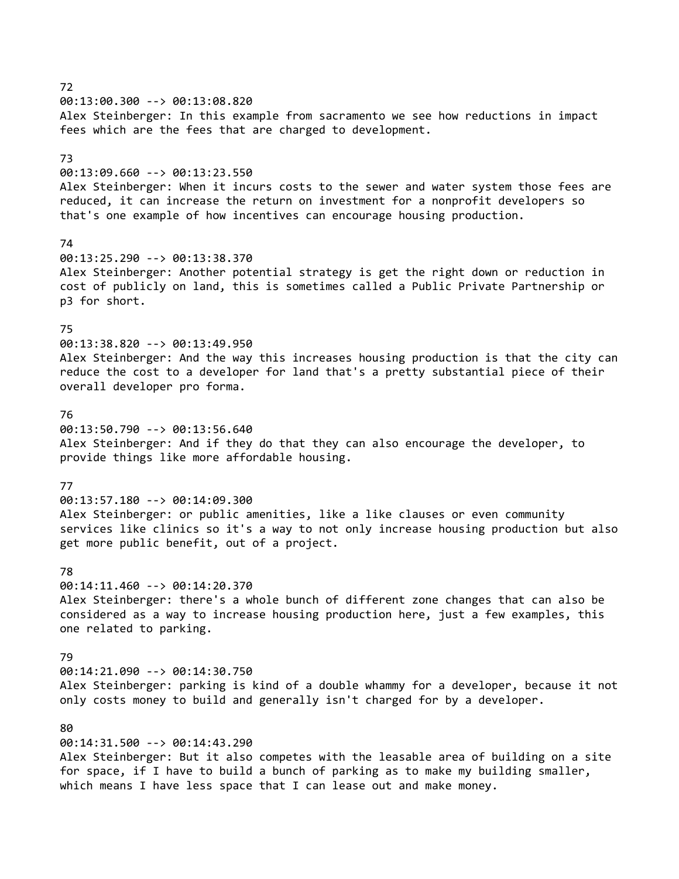72
00:13:00.300 --> 00:13:08.820
Alex Steinberger: In this example from sacramento we see how reductions in impact fees which are the fees that are charged to development.

73
00:13:09.660 --> 00:13:23.550
Alex Steinberger: When it incurs costs to the sewer and water system those fees are reduced, it can increase the return on investment for a nonprofit developers so that's one example of how incentives can encourage housing production.

74
00:13:25.290 --> 00:13:38.370
Alex Steinberger: Another potential strategy is get the right down or reduction in cost of publicly on land, this is sometimes called a Public Private Partnership or p3 for short.

75
00:13:38.820 --> 00:13:49.950
Alex Steinberger: And the way this increases housing production is that the city can reduce the cost to a developer for land that's a pretty substantial piece of their overall developer pro forma.

76
00:13:50.790 --> 00:13:56.640
Alex Steinberger: And if they do that they can also encourage the developer, to provide things like more affordable housing.

77
00:13:57.180 --> 00:14:09.300
Alex Steinberger: or public amenities, like a like clauses or even community services like clinics so it's a way to not only increase housing production but also get more public benefit, out of a project.

78
00:14:11.460 --> 00:14:20.370
Alex Steinberger: there's a whole bunch of different zone changes that can also be considered as a way to increase housing production here, just a few examples, this one related to parking.

79
00:14:21.090 --> 00:14:30.750
Alex Steinberger: parking is kind of a double whammy for a developer, because it not only costs money to build and generally isn't charged for by a developer.

80
00:14:31.500 --> 00:14:43.290
Alex Steinberger: But it also competes with the leasable area of building on a site for space, if I have to build a bunch of parking as to make my building smaller, which means I have less space that I can lease out and make money.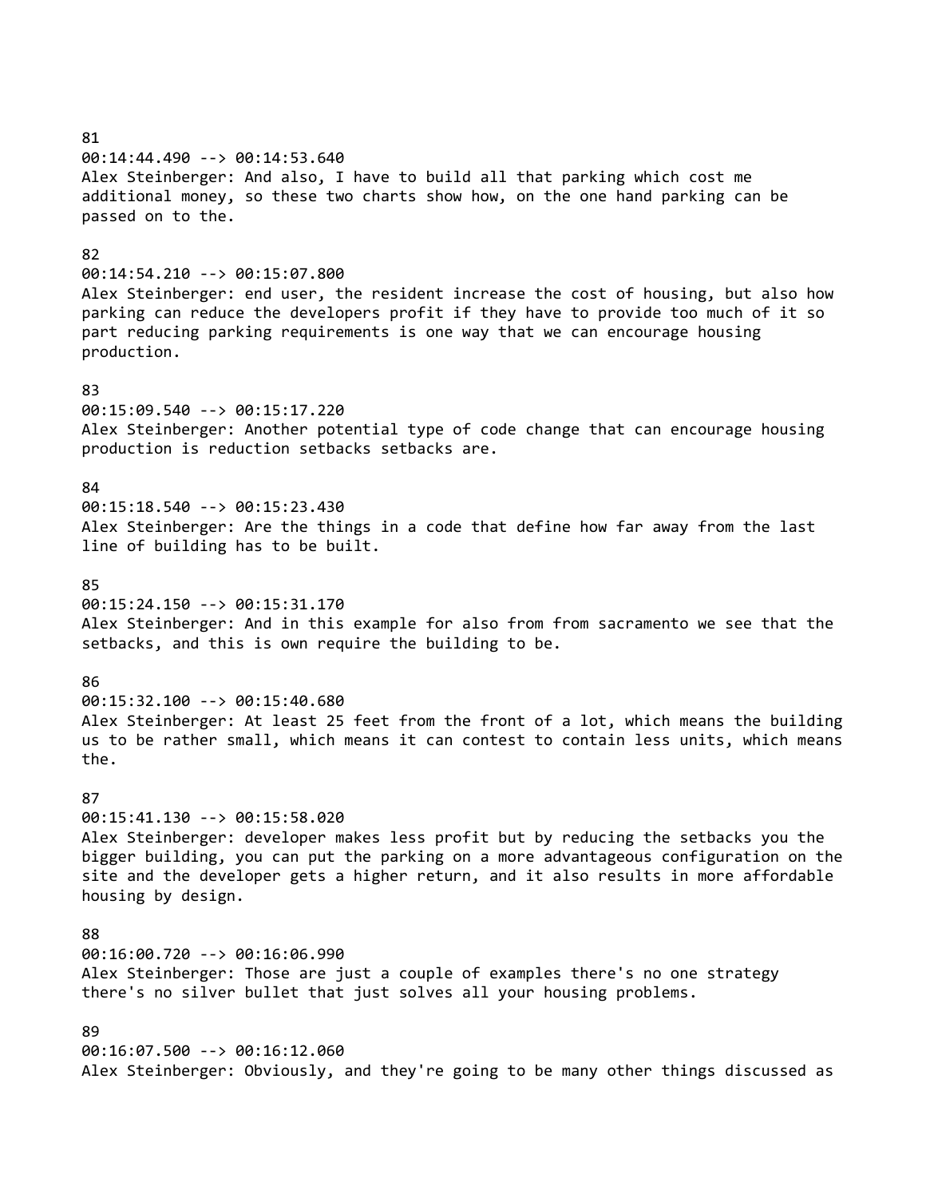81
00:14:44.490 --> 00:14:53.640
Alex Steinberger: And also, I have to build all that parking which cost me additional money, so these two charts show how, on the one hand parking can be passed on to the.

82
00:14:54.210 --> 00:15:07.800
Alex Steinberger: end user, the resident increase the cost of housing, but also how parking can reduce the developers profit if they have to provide too much of it so part reducing parking requirements is one way that we can encourage housing production.

83
00:15:09.540 --> 00:15:17.220
Alex Steinberger: Another potential type of code change that can encourage housing production is reduction setbacks setbacks are.

84
00:15:18.540 --> 00:15:23.430
Alex Steinberger: Are the things in a code that define how far away from the last line of building has to be built.

85
00:15:24.150 --> 00:15:31.170
Alex Steinberger: And in this example for also from from sacramento we see that the setbacks, and this is own require the building to be.

86
00:15:32.100 --> 00:15:40.680
Alex Steinberger: At least 25 feet from the front of a lot, which means the building us to be rather small, which means it can contest to contain less units, which means the.

87
00:15:41.130 --> 00:15:58.020
Alex Steinberger: developer makes less profit but by reducing the setbacks you the bigger building, you can put the parking on a more advantageous configuration on the site and the developer gets a higher return, and it also results in more affordable housing by design.

88
00:16:00.720 --> 00:16:06.990
Alex Steinberger: Those are just a couple of examples there's no one strategy there's no silver bullet that just solves all your housing problems.

89
00:16:07.500 --> 00:16:12.060
Alex Steinberger: Obviously, and they're going to be many other things discussed as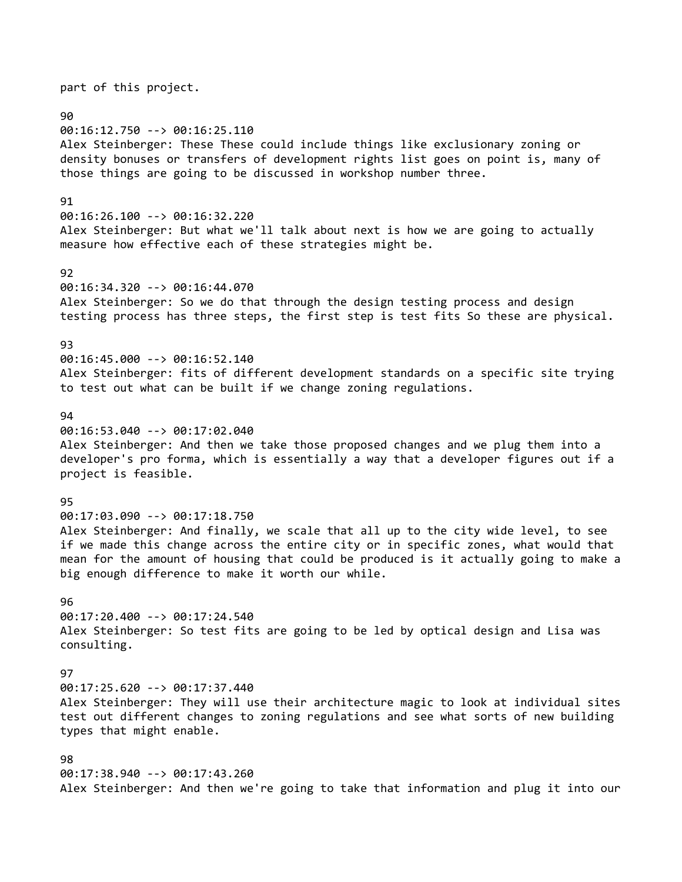part of this project.

90
00:16:12.750 --> 00:16:25.110
Alex Steinberger: These These could include things like exclusionary zoning or density bonuses or transfers of development rights list goes on point is, many of those things are going to be discussed in workshop number three.

91
00:16:26.100 --> 00:16:32.220
Alex Steinberger: But what we'll talk about next is how we are going to actually measure how effective each of these strategies might be.

92
00:16:34.320 --> 00:16:44.070
Alex Steinberger: So we do that through the design testing process and design testing process has three steps, the first step is test fits So these are physical.

93
00:16:45.000 --> 00:16:52.140
Alex Steinberger: fits of different development standards on a specific site trying to test out what can be built if we change zoning regulations.

94
00:16:53.040 --> 00:17:02.040
Alex Steinberger: And then we take those proposed changes and we plug them into a developer's pro forma, which is essentially a way that a developer figures out if a project is feasible.

95
00:17:03.090 --> 00:17:18.750
Alex Steinberger: And finally, we scale that all up to the city wide level, to see if we made this change across the entire city or in specific zones, what would that mean for the amount of housing that could be produced is it actually going to make a big enough difference to make it worth our while.

96
00:17:20.400 --> 00:17:24.540
Alex Steinberger: So test fits are going to be led by optical design and Lisa was consulting.

97
00:17:25.620 --> 00:17:37.440
Alex Steinberger: They will use their architecture magic to look at individual sites test out different changes to zoning regulations and see what sorts of new building types that might enable.

98
00:17:38.940 --> 00:17:43.260
Alex Steinberger: And then we're going to take that information and plug it into our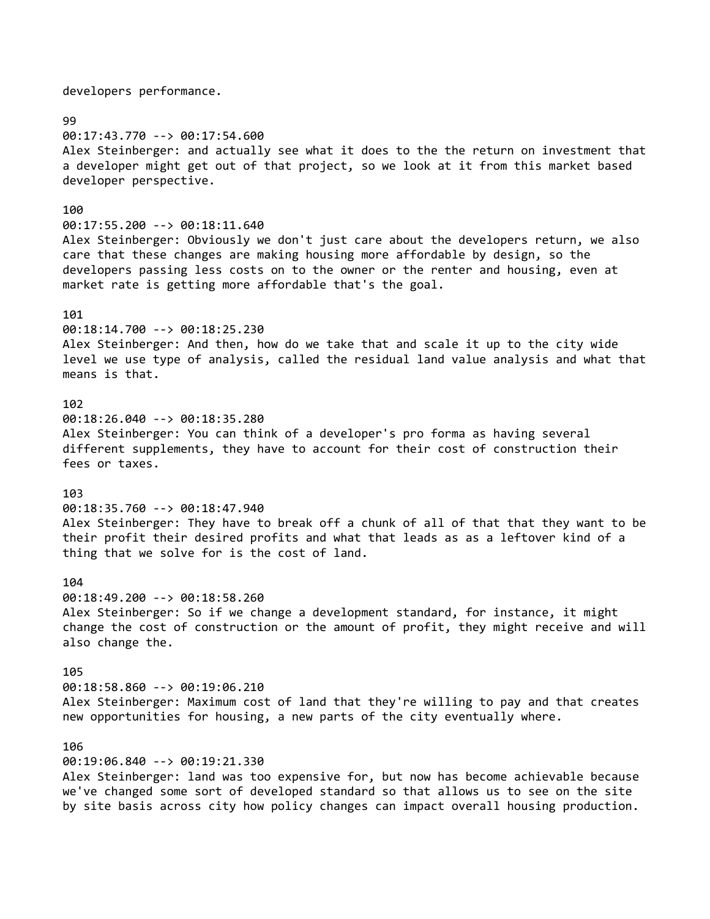developers performance.

99
00:17:43.770 --> 00:17:54.600
Alex Steinberger: and actually see what it does to the the return on investment that a developer might get out of that project, so we look at it from this market based developer perspective.

100
00:17:55.200 --> 00:18:11.640
Alex Steinberger: Obviously we don't just care about the developers return, we also care that these changes are making housing more affordable by design, so the developers passing less costs on to the owner or the renter and housing, even at market rate is getting more affordable that's the goal.

101
00:18:14.700 --> 00:18:25.230
Alex Steinberger: And then, how do we take that and scale it up to the city wide level we use type of analysis, called the residual land value analysis and what that means is that.

102
00:18:26.040 --> 00:18:35.280
Alex Steinberger: You can think of a developer's pro forma as having several different supplements, they have to account for their cost of construction their fees or taxes.

103
00:18:35.760 --> 00:18:47.940
Alex Steinberger: They have to break off a chunk of all of that that they want to be their profit their desired profits and what that leads as as a leftover kind of a thing that we solve for is the cost of land.

104
00:18:49.200 --> 00:18:58.260
Alex Steinberger: So if we change a development standard, for instance, it might change the cost of construction or the amount of profit, they might receive and will also change the.

105
00:18:58.860 --> 00:19:06.210
Alex Steinberger: Maximum cost of land that they're willing to pay and that creates new opportunities for housing, a new parts of the city eventually where.

106
00:19:06.840 --> 00:19:21.330
Alex Steinberger: land was too expensive for, but now has become achievable because we've changed some sort of developed standard so that allows us to see on the site by site basis across city how policy changes can impact overall housing production.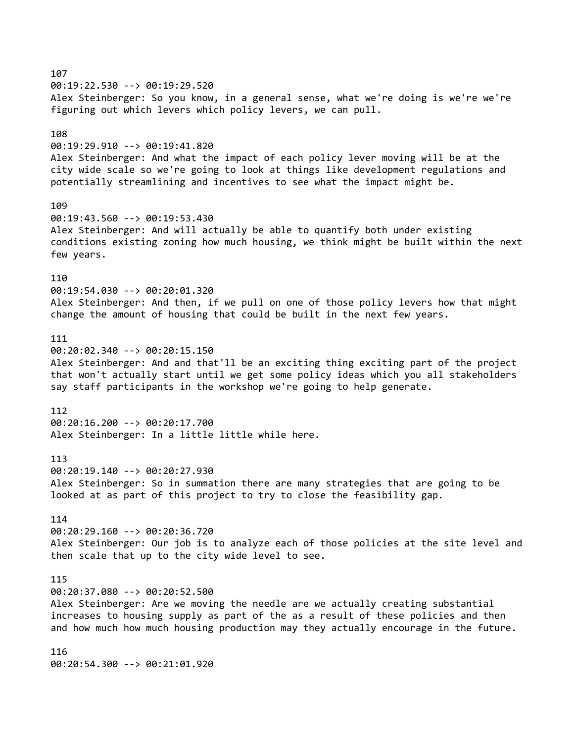107
00:19:22.530 --> 00:19:29.520
Alex Steinberger: So you know, in a general sense, what we're doing is we're we're figuring out which levers which policy levers, we can pull.

108
00:19:29.910 --> 00:19:41.820
Alex Steinberger: And what the impact of each policy lever moving will be at the city wide scale so we're going to look at things like development regulations and potentially streamlining and incentives to see what the impact might be.

109
00:19:43.560 --> 00:19:53.430
Alex Steinberger: And will actually be able to quantify both under existing conditions existing zoning how much housing, we think might be built within the next few years.

110
00:19:54.030 --> 00:20:01.320
Alex Steinberger: And then, if we pull on one of those policy levers how that might change the amount of housing that could be built in the next few years.

111
00:20:02.340 --> 00:20:15.150
Alex Steinberger: And and that'll be an exciting thing exciting part of the project that won't actually start until we get some policy ideas which you all stakeholders say staff participants in the workshop we're going to help generate.

112
00:20:16.200 --> 00:20:17.700
Alex Steinberger: In a little little while here.

113
00:20:19.140 --> 00:20:27.930
Alex Steinberger: So in summation there are many strategies that are going to be looked at as part of this project to try to close the feasibility gap.

114
00:20:29.160 --> 00:20:36.720
Alex Steinberger: Our job is to analyze each of those policies at the site level and then scale that up to the city wide level to see.

115
00:20:37.080 --> 00:20:52.500
Alex Steinberger: Are we moving the needle are we actually creating substantial increases to housing supply as part of the as a result of these policies and then and how much how much housing production may they actually encourage in the future.

116
00:20:54.300 --> 00:21:01.920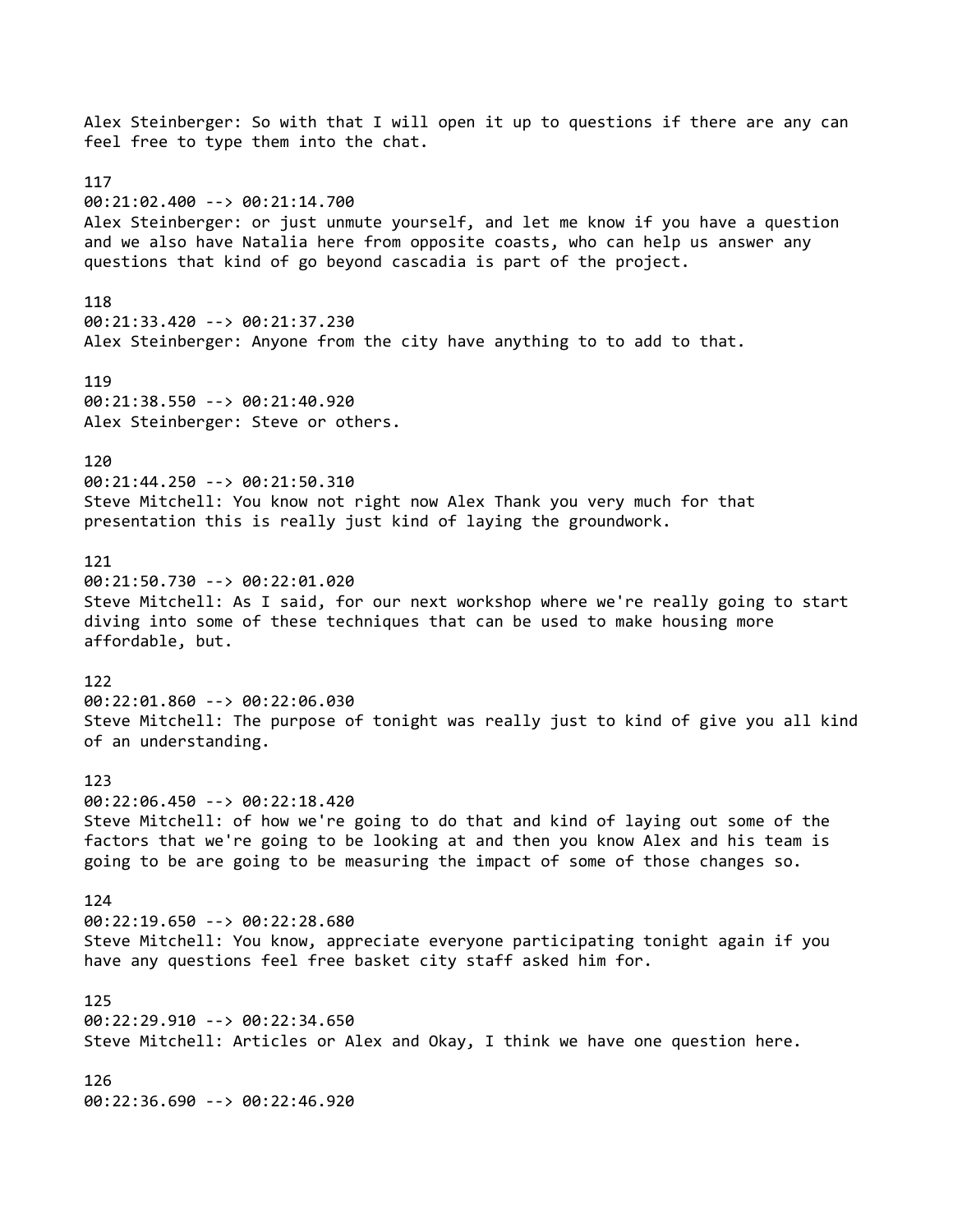Alex Steinberger: So with that I will open it up to questions if there are any can feel free to type them into the chat.

117
00:21:02.400 --> 00:21:14.700
Alex Steinberger: or just unmute yourself, and let me know if you have a question and we also have Natalia here from opposite coasts, who can help us answer any questions that kind of go beyond cascadia is part of the project.

118
00:21:33.420 --> 00:21:37.230
Alex Steinberger: Anyone from the city have anything to to add to that.

119
00:21:38.550 --> 00:21:40.920
Alex Steinberger: Steve or others.

120
00:21:44.250 --> 00:21:50.310
Steve Mitchell: You know not right now Alex Thank you very much for that presentation this is really just kind of laying the groundwork.

121
00:21:50.730 --> 00:22:01.020
Steve Mitchell: As I said, for our next workshop where we're really going to start diving into some of these techniques that can be used to make housing more affordable, but.

122
00:22:01.860 --> 00:22:06.030
Steve Mitchell: The purpose of tonight was really just to kind of give you all kind of an understanding.

123
00:22:06.450 --> 00:22:18.420
Steve Mitchell: of how we're going to do that and kind of laying out some of the factors that we're going to be looking at and then you know Alex and his team is going to be are going to be measuring the impact of some of those changes so.

124
00:22:19.650 --> 00:22:28.680
Steve Mitchell: You know, appreciate everyone participating tonight again if you have any questions feel free basket city staff asked him for.

125
00:22:29.910 --> 00:22:34.650
Steve Mitchell: Articles or Alex and Okay, I think we have one question here.

126
00:22:36.690 --> 00:22:46.920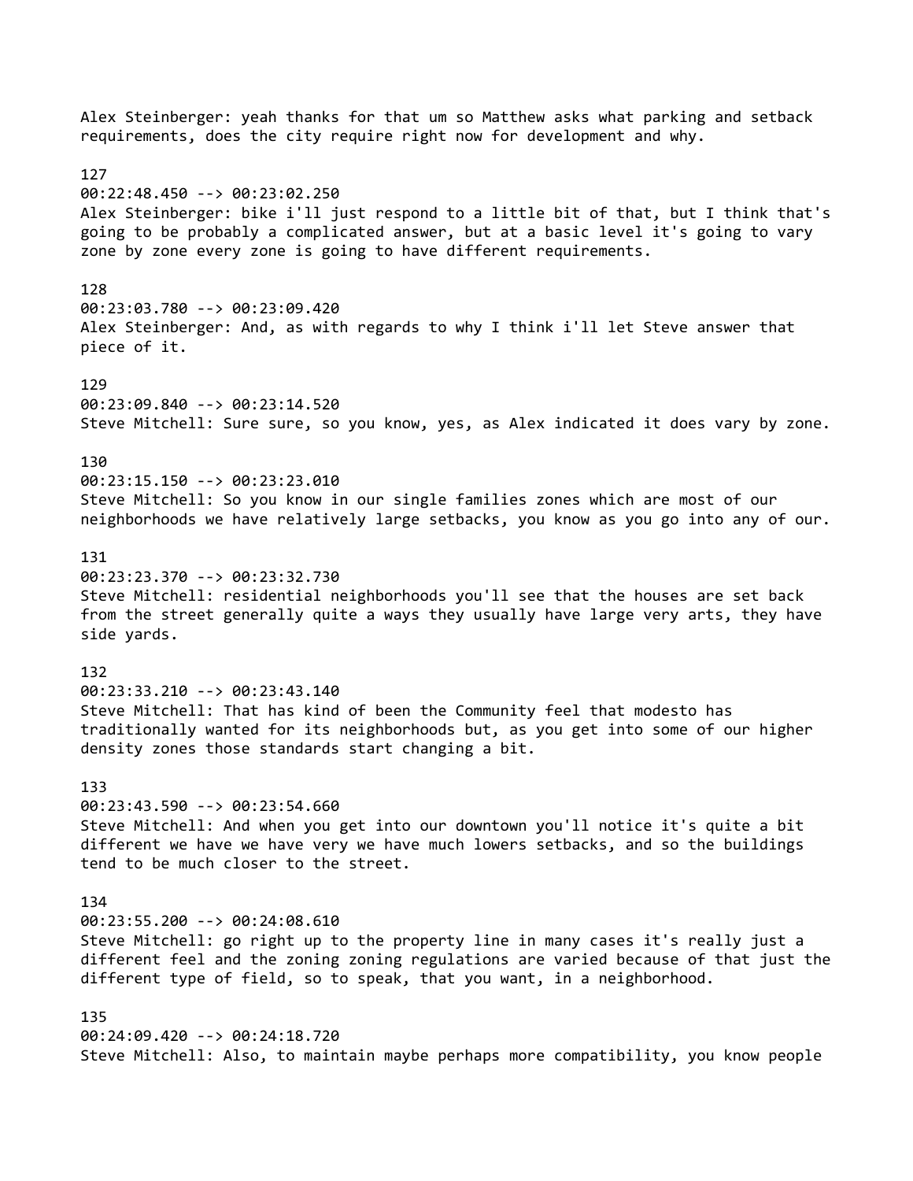Alex Steinberger: yeah thanks for that um so Matthew asks what parking and setback requirements, does the city require right now for development and why.

127
00:22:48.450 --> 00:23:02.250
Alex Steinberger: bike i'll just respond to a little bit of that, but I think that's going to be probably a complicated answer, but at a basic level it's going to vary zone by zone every zone is going to have different requirements.

128
00:23:03.780 --> 00:23:09.420
Alex Steinberger: And, as with regards to why I think i'll let Steve answer that piece of it.

129
00:23:09.840 --> 00:23:14.520
Steve Mitchell: Sure sure, so you know, yes, as Alex indicated it does vary by zone.

130
00:23:15.150 --> 00:23:23.010
Steve Mitchell: So you know in our single families zones which are most of our neighborhoods we have relatively large setbacks, you know as you go into any of our.

131
00:23:23.370 --> 00:23:32.730
Steve Mitchell: residential neighborhoods you'll see that the houses are set back from the street generally quite a ways they usually have large very arts, they have side yards.

132
00:23:33.210 --> 00:23:43.140
Steve Mitchell: That has kind of been the Community feel that modesto has traditionally wanted for its neighborhoods but, as you get into some of our higher density zones those standards start changing a bit.

133
00:23:43.590 --> 00:23:54.660
Steve Mitchell: And when you get into our downtown you'll notice it's quite a bit different we have we have very we have much lowers setbacks, and so the buildings tend to be much closer to the street.

134
00:23:55.200 --> 00:24:08.610
Steve Mitchell: go right up to the property line in many cases it's really just a different feel and the zoning zoning regulations are varied because of that just the different type of field, so to speak, that you want, in a neighborhood.

135
00:24:09.420 --> 00:24:18.720
Steve Mitchell: Also, to maintain maybe perhaps more compatibility, you know people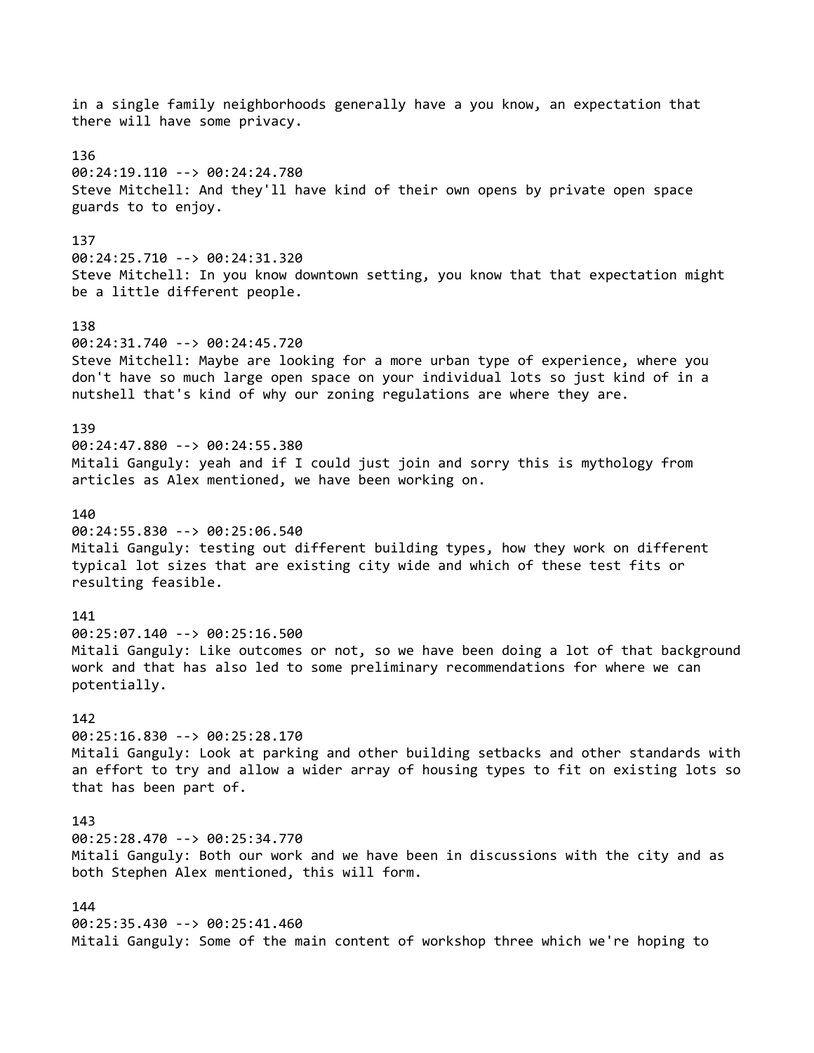in a single family neighborhoods generally have a you know, an expectation that there will have some privacy.

136
00:24:19.110 --> 00:24:24.780
Steve Mitchell: And they'll have kind of their own opens by private open space guards to to enjoy.

137
00:24:25.710 --> 00:24:31.320
Steve Mitchell: In you know downtown setting, you know that that expectation might be a little different people.

138
00:24:31.740 --> 00:24:45.720
Steve Mitchell: Maybe are looking for a more urban type of experience, where you don't have so much large open space on your individual lots so just kind of in a nutshell that's kind of why our zoning regulations are where they are.

139
00:24:47.880 --> 00:24:55.380
Mitali Ganguly: yeah and if I could just join and sorry this is mythology from articles as Alex mentioned, we have been working on.

140
00:24:55.830 --> 00:25:06.540
Mitali Ganguly: testing out different building types, how they work on different typical lot sizes that are existing city wide and which of these test fits or resulting feasible.

141
00:25:07.140 --> 00:25:16.500
Mitali Ganguly: Like outcomes or not, so we have been doing a lot of that background work and that has also led to some preliminary recommendations for where we can potentially.

142
00:25:16.830 --> 00:25:28.170
Mitali Ganguly: Look at parking and other building setbacks and other standards with an effort to try and allow a wider array of housing types to fit on existing lots so that has been part of.

143
00:25:28.470 --> 00:25:34.770
Mitali Ganguly: Both our work and we have been in discussions with the city and as both Stephen Alex mentioned, this will form.

144
00:25:35.430 --> 00:25:41.460
Mitali Ganguly: Some of the main content of workshop three which we're hoping to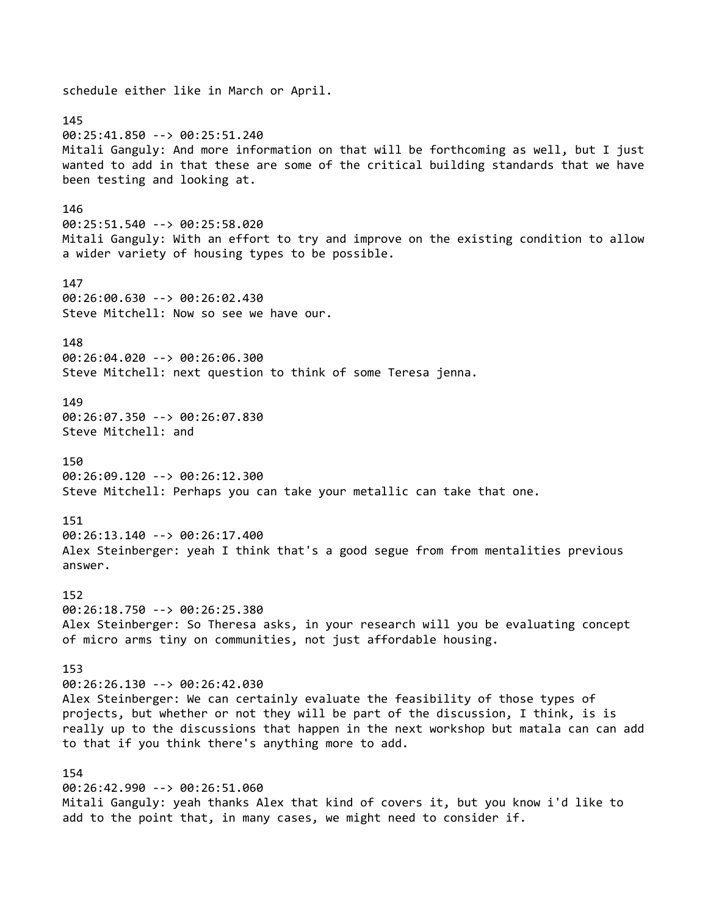schedule either like in March or April.

145
00:25:41.850 --> 00:25:51.240
Mitali Ganguly: And more information on that will be forthcoming as well, but I just wanted to add in that these are some of the critical building standards that we have been testing and looking at.

146
00:25:51.540 --> 00:25:58.020
Mitali Ganguly: With an effort to try and improve on the existing condition to allow a wider variety of housing types to be possible.

147
00:26:00.630 --> 00:26:02.430
Steve Mitchell: Now so see we have our.

148
00:26:04.020 --> 00:26:06.300
Steve Mitchell: next question to think of some Teresa jenna.

149
00:26:07.350 --> 00:26:07.830
Steve Mitchell: and

150
00:26:09.120 --> 00:26:12.300
Steve Mitchell: Perhaps you can take your metallic can take that one.

151
00:26:13.140 --> 00:26:17.400
Alex Steinberger: yeah I think that's a good segue from from mentalities previous answer.

152
00:26:18.750 --> 00:26:25.380
Alex Steinberger: So Theresa asks, in your research will you be evaluating concept of micro arms tiny on communities, not just affordable housing.

153
00:26:26.130 --> 00:26:42.030
Alex Steinberger: We can certainly evaluate the feasibility of those types of projects, but whether or not they will be part of the discussion, I think, is is really up to the discussions that happen in the next workshop but matala can can add to that if you think there's anything more to add.

154
00:26:42.990 --> 00:26:51.060
Mitali Ganguly: yeah thanks Alex that kind of covers it, but you know i'd like to add to the point that, in many cases, we might need to consider if.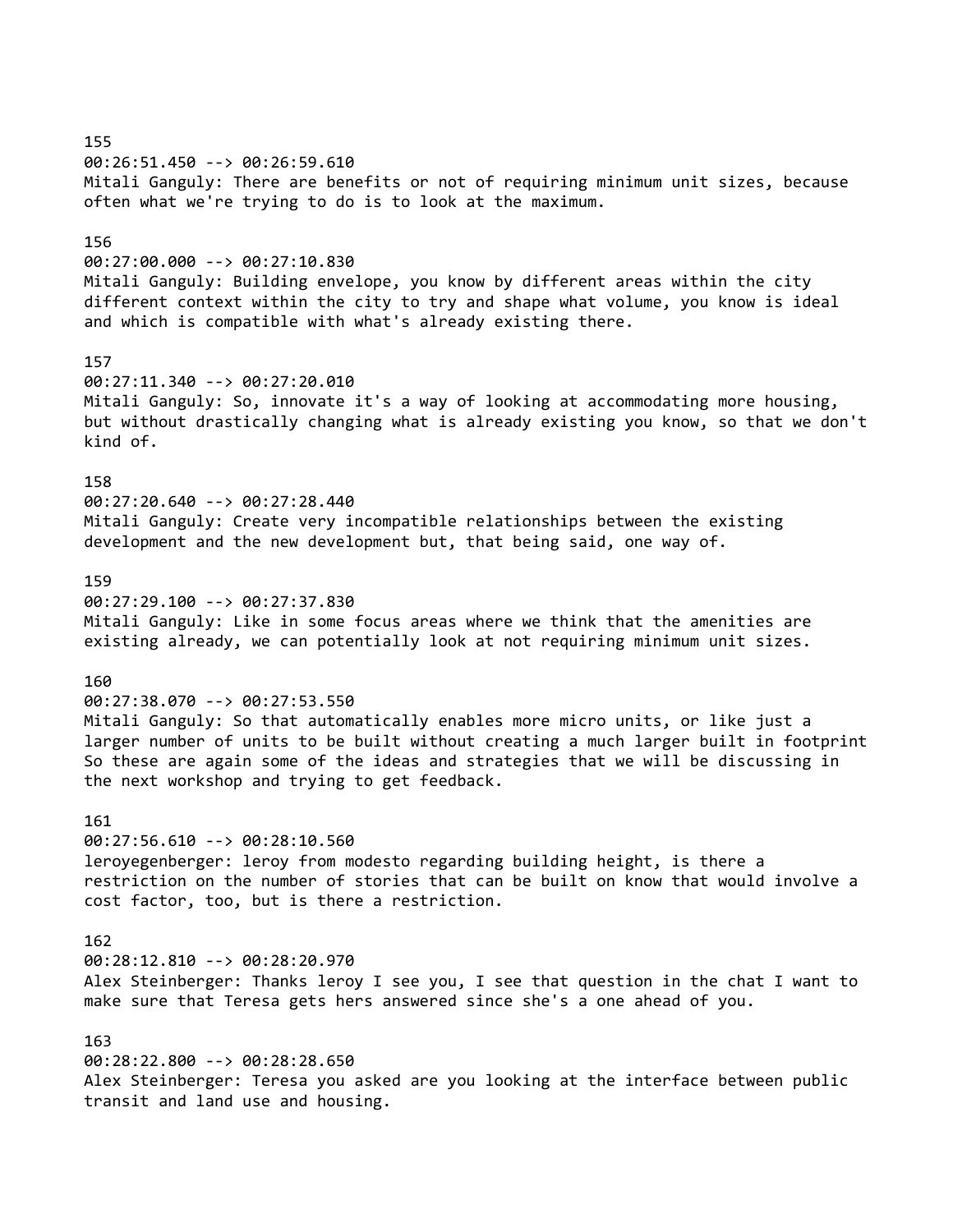155
00:26:51.450 --> 00:26:59.610
Mitali Ganguly: There are benefits or not of requiring minimum unit sizes, because often what we're trying to do is to look at the maximum.

156
00:27:00.000 --> 00:27:10.830
Mitali Ganguly: Building envelope, you know by different areas within the city different context within the city to try and shape what volume, you know is ideal and which is compatible with what's already existing there.

157
00:27:11.340 --> 00:27:20.010
Mitali Ganguly: So, innovate it's a way of looking at accommodating more housing, but without drastically changing what is already existing you know, so that we don't kind of.

158
00:27:20.640 --> 00:27:28.440
Mitali Ganguly: Create very incompatible relationships between the existing development and the new development but, that being said, one way of.

159
00:27:29.100 --> 00:27:37.830
Mitali Ganguly: Like in some focus areas where we think that the amenities are existing already, we can potentially look at not requiring minimum unit sizes.

160
00:27:38.070 --> 00:27:53.550
Mitali Ganguly: So that automatically enables more micro units, or like just a larger number of units to be built without creating a much larger built in footprint So these are again some of the ideas and strategies that we will be discussing in the next workshop and trying to get feedback.

161
00:27:56.610 --> 00:28:10.560
leroyegenberger: leroy from modesto regarding building height, is there a restriction on the number of stories that can be built on know that would involve a cost factor, too, but is there a restriction.

162
00:28:12.810 --> 00:28:20.970
Alex Steinberger: Thanks leroy I see you, I see that question in the chat I want to make sure that Teresa gets hers answered since she's a one ahead of you.

163
00:28:22.800 --> 00:28:28.650
Alex Steinberger: Teresa you asked are you looking at the interface between public transit and land use and housing.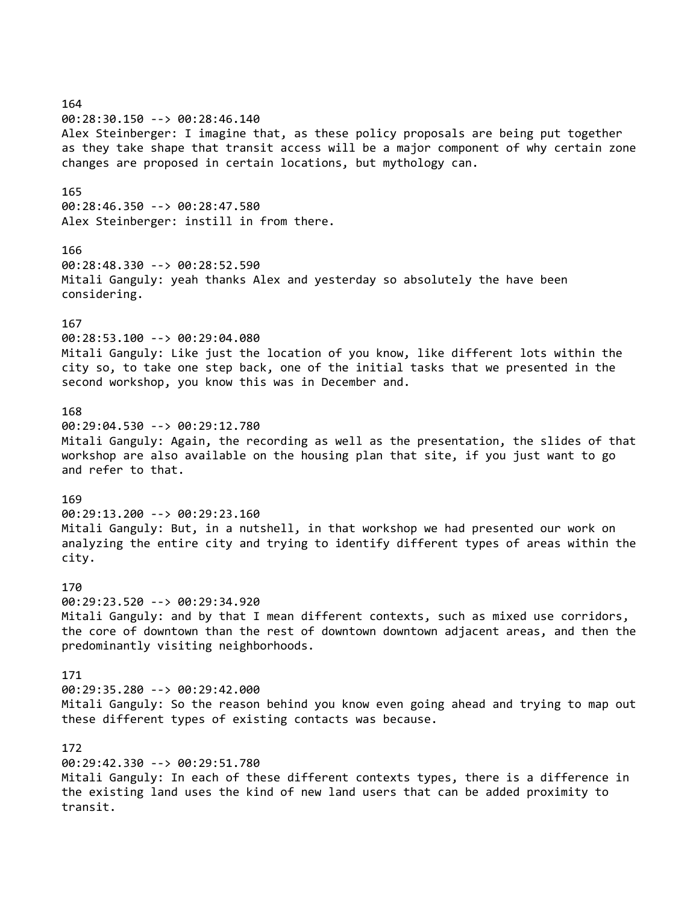164
00:28:30.150 --> 00:28:46.140
Alex Steinberger: I imagine that, as these policy proposals are being put together as they take shape that transit access will be a major component of why certain zone changes are proposed in certain locations, but mythology can.

165
00:28:46.350 --> 00:28:47.580
Alex Steinberger: instill in from there.

166
00:28:48.330 --> 00:28:52.590
Mitali Ganguly: yeah thanks Alex and yesterday so absolutely the have been considering.

167
00:28:53.100 --> 00:29:04.080
Mitali Ganguly: Like just the location of you know, like different lots within the city so, to take one step back, one of the initial tasks that we presented in the second workshop, you know this was in December and.

168
00:29:04.530 --> 00:29:12.780
Mitali Ganguly: Again, the recording as well as the presentation, the slides of that workshop are also available on the housing plan that site, if you just want to go and refer to that.

169
00:29:13.200 --> 00:29:23.160
Mitali Ganguly: But, in a nutshell, in that workshop we had presented our work on analyzing the entire city and trying to identify different types of areas within the city.

170
00:29:23.520 --> 00:29:34.920
Mitali Ganguly: and by that I mean different contexts, such as mixed use corridors, the core of downtown than the rest of downtown downtown adjacent areas, and then the predominantly visiting neighborhoods.

171
00:29:35.280 --> 00:29:42.000
Mitali Ganguly: So the reason behind you know even going ahead and trying to map out these different types of existing contacts was because.

172
00:29:42.330 --> 00:29:51.780
Mitali Ganguly: In each of these different contexts types, there is a difference in the existing land uses the kind of new land users that can be added proximity to transit.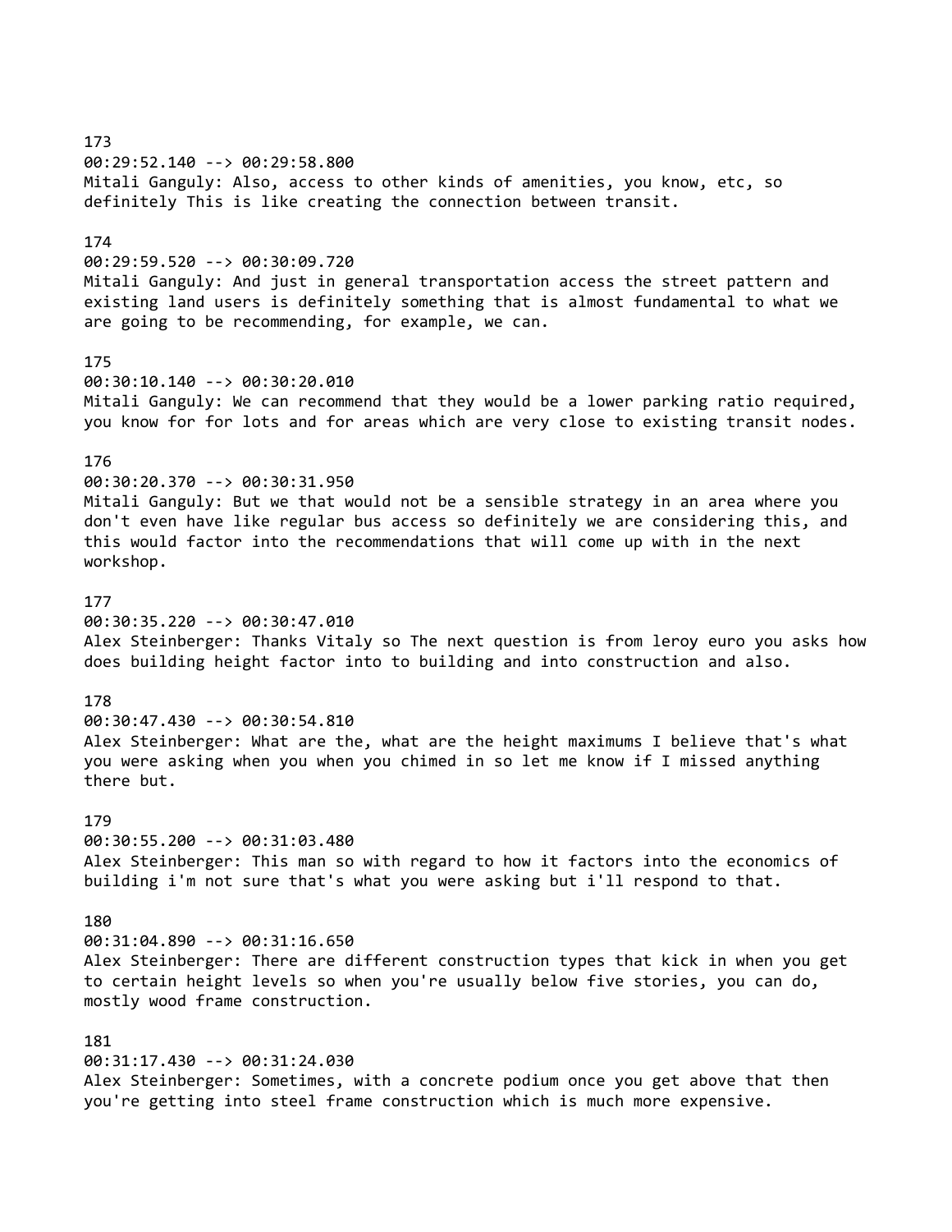173
00:29:52.140 --> 00:29:58.800
Mitali Ganguly: Also, access to other kinds of amenities, you know, etc, so definitely This is like creating the connection between transit.

174
00:29:59.520 --> 00:30:09.720
Mitali Ganguly: And just in general transportation access the street pattern and existing land users is definitely something that is almost fundamental to what we are going to be recommending, for example, we can.

175
00:30:10.140 --> 00:30:20.010
Mitali Ganguly: We can recommend that they would be a lower parking ratio required, you know for for lots and for areas which are very close to existing transit nodes.

176
00:30:20.370 --> 00:30:31.950
Mitali Ganguly: But we that would not be a sensible strategy in an area where you don't even have like regular bus access so definitely we are considering this, and this would factor into the recommendations that will come up with in the next workshop.

177
00:30:35.220 --> 00:30:47.010
Alex Steinberger: Thanks Vitaly so The next question is from leroy euro you asks how does building height factor into to building and into construction and also.

178
00:30:47.430 --> 00:30:54.810
Alex Steinberger: What are the, what are the height maximums I believe that's what you were asking when you when you chimed in so let me know if I missed anything there but.

179
00:30:55.200 --> 00:31:03.480
Alex Steinberger: This man so with regard to how it factors into the economics of building i'm not sure that's what you were asking but i'll respond to that.

180
00:31:04.890 --> 00:31:16.650
Alex Steinberger: There are different construction types that kick in when you get to certain height levels so when you're usually below five stories, you can do, mostly wood frame construction.

181
00:31:17.430 --> 00:31:24.030
Alex Steinberger: Sometimes, with a concrete podium once you get above that then you're getting into steel frame construction which is much more expensive.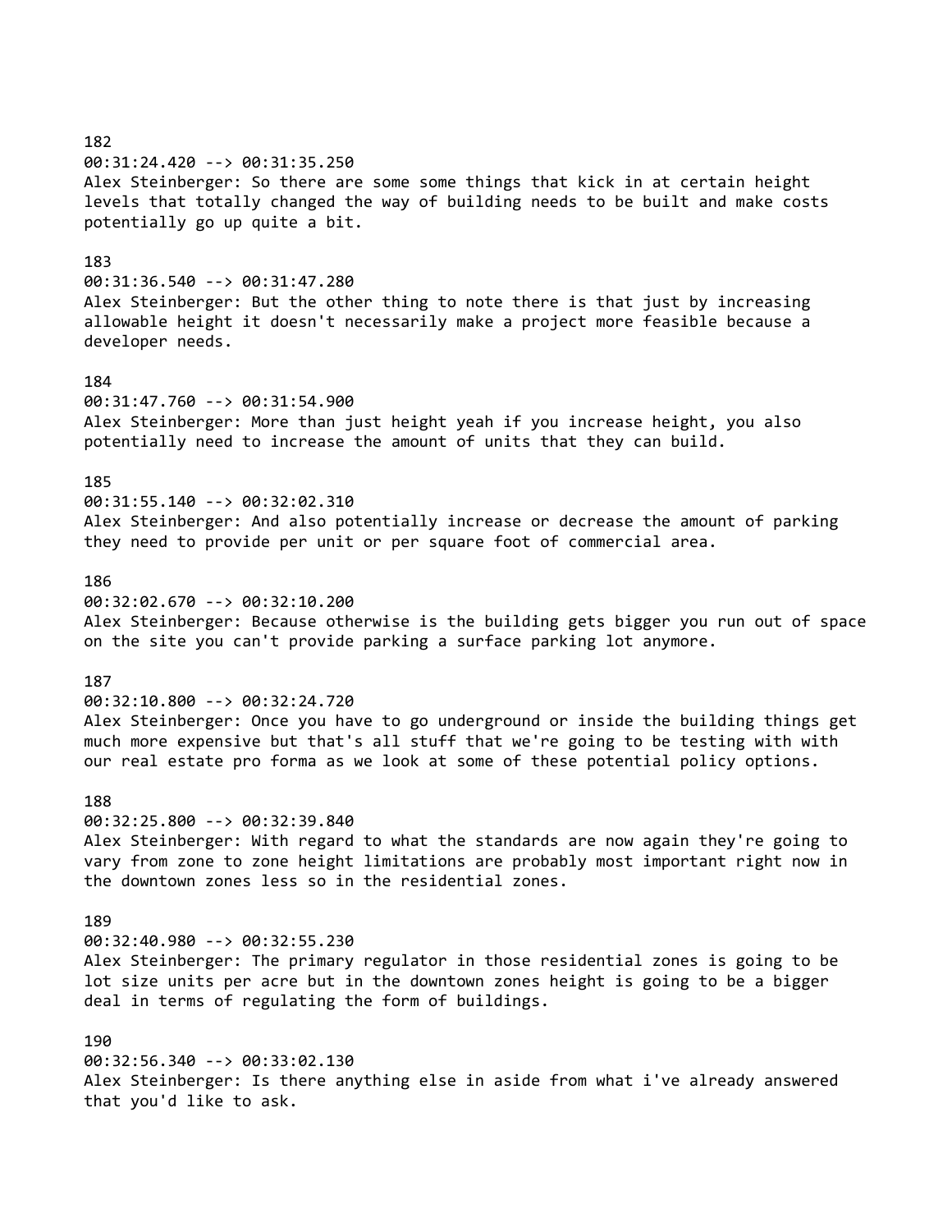182
00:31:24.420 --> 00:31:35.250
Alex Steinberger: So there are some some things that kick in at certain height levels that totally changed the way of building needs to be built and make costs potentially go up quite a bit.

183
00:31:36.540 --> 00:31:47.280
Alex Steinberger: But the other thing to note there is that just by increasing allowable height it doesn't necessarily make a project more feasible because a developer needs.

184
00:31:47.760 --> 00:31:54.900
Alex Steinberger: More than just height yeah if you increase height, you also potentially need to increase the amount of units that they can build.

185
00:31:55.140 --> 00:32:02.310
Alex Steinberger: And also potentially increase or decrease the amount of parking they need to provide per unit or per square foot of commercial area.

186
00:32:02.670 --> 00:32:10.200
Alex Steinberger: Because otherwise is the building gets bigger you run out of space on the site you can't provide parking a surface parking lot anymore.

187
00:32:10.800 --> 00:32:24.720
Alex Steinberger: Once you have to go underground or inside the building things get much more expensive but that's all stuff that we're going to be testing with with our real estate pro forma as we look at some of these potential policy options.

188
00:32:25.800 --> 00:32:39.840
Alex Steinberger: With regard to what the standards are now again they're going to vary from zone to zone height limitations are probably most important right now in the downtown zones less so in the residential zones.

189
00:32:40.980 --> 00:32:55.230
Alex Steinberger: The primary regulator in those residential zones is going to be lot size units per acre but in the downtown zones height is going to be a bigger deal in terms of regulating the form of buildings.

190
00:32:56.340 --> 00:33:02.130
Alex Steinberger: Is there anything else in aside from what i've already answered that you'd like to ask.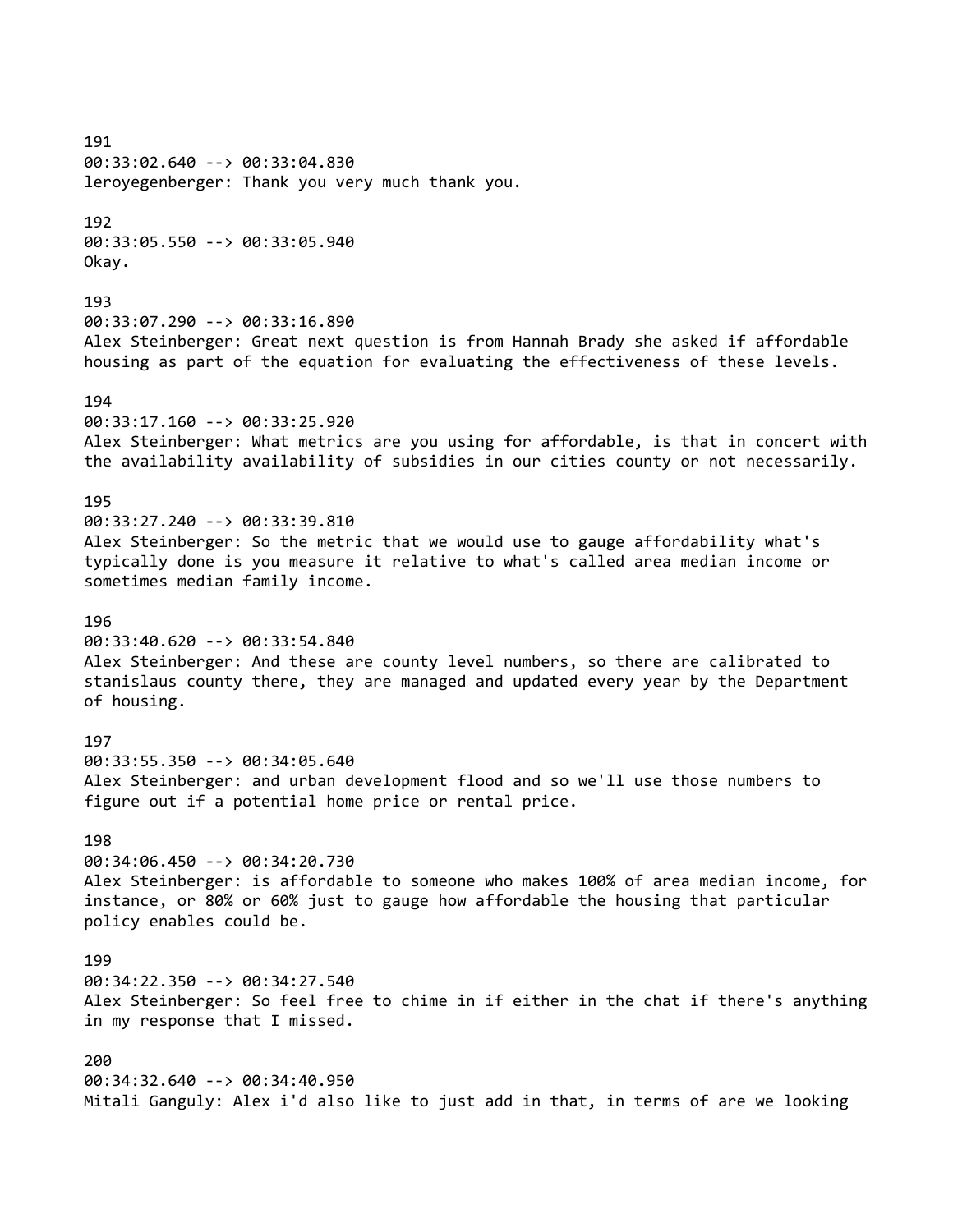191
00:33:02.640 --> 00:33:04.830
leroyegenberger: Thank you very much thank you.

192
00:33:05.550 --> 00:33:05.940
Okay.

193
00:33:07.290 --> 00:33:16.890
Alex Steinberger: Great next question is from Hannah Brady she asked if affordable housing as part of the equation for evaluating the effectiveness of these levels.

194
00:33:17.160 --> 00:33:25.920
Alex Steinberger: What metrics are you using for affordable, is that in concert with the availability availability of subsidies in our cities county or not necessarily.

195
00:33:27.240 --> 00:33:39.810
Alex Steinberger: So the metric that we would use to gauge affordability what's typically done is you measure it relative to what's called area median income or sometimes median family income.

196
00:33:40.620 --> 00:33:54.840
Alex Steinberger: And these are county level numbers, so there are calibrated to stanislaus county there, they are managed and updated every year by the Department of housing.

197
00:33:55.350 --> 00:34:05.640
Alex Steinberger: and urban development flood and so we'll use those numbers to figure out if a potential home price or rental price.

198
00:34:06.450 --> 00:34:20.730
Alex Steinberger: is affordable to someone who makes 100% of area median income, for instance, or 80% or 60% just to gauge how affordable the housing that particular policy enables could be.

199
00:34:22.350 --> 00:34:27.540
Alex Steinberger: So feel free to chime in if either in the chat if there's anything in my response that I missed.

200
00:34:32.640 --> 00:34:40.950
Mitali Ganguly: Alex i'd also like to just add in that, in terms of are we looking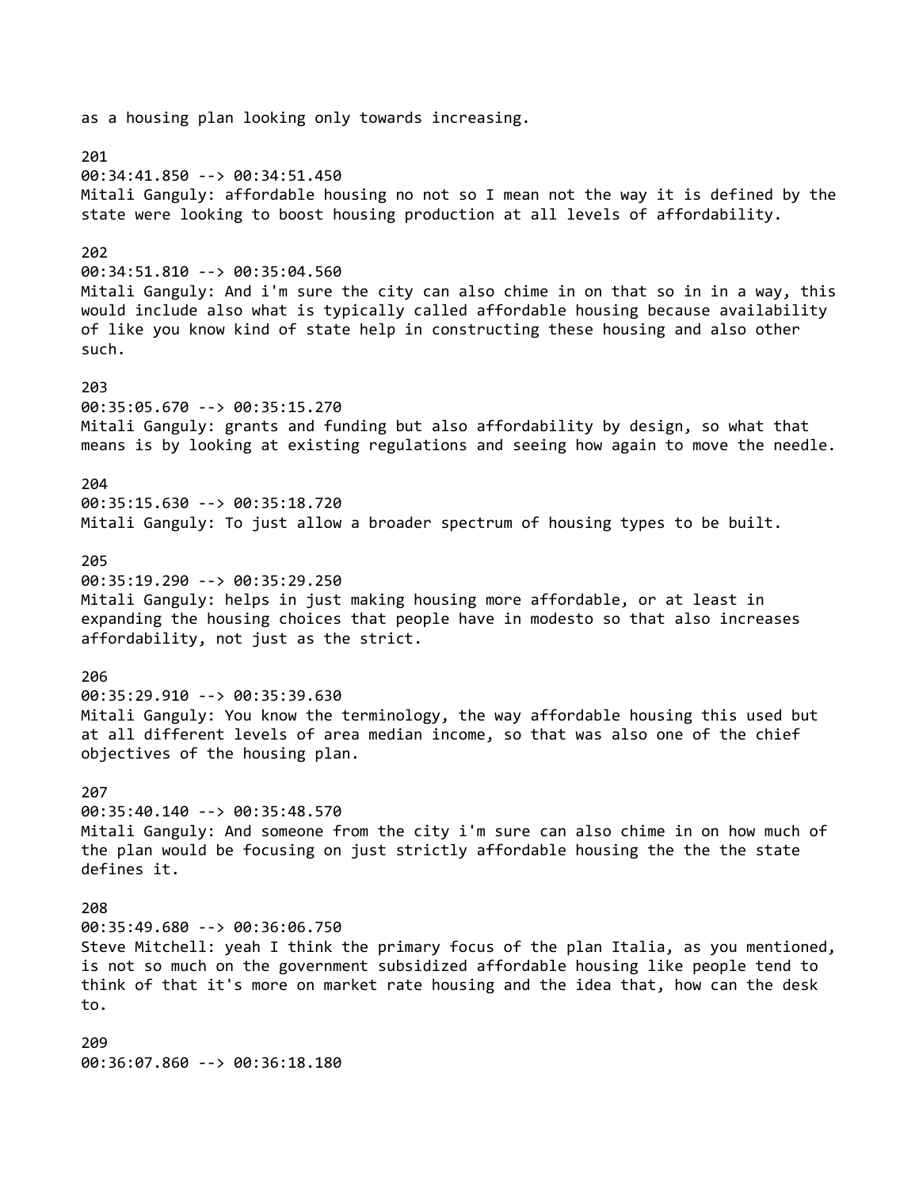as a housing plan looking only towards increasing.

201
00:34:41.850 --> 00:34:51.450
Mitali Ganguly: affordable housing no not so I mean not the way it is defined by the state were looking to boost housing production at all levels of affordability.

202
00:34:51.810 --> 00:35:04.560
Mitali Ganguly: And i'm sure the city can also chime in on that so in in a way, this would include also what is typically called affordable housing because availability of like you know kind of state help in constructing these housing and also other such.

203
00:35:05.670 --> 00:35:15.270
Mitali Ganguly: grants and funding but also affordability by design, so what that means is by looking at existing regulations and seeing how again to move the needle.

204
00:35:15.630 --> 00:35:18.720
Mitali Ganguly: To just allow a broader spectrum of housing types to be built.

205
00:35:19.290 --> 00:35:29.250
Mitali Ganguly: helps in just making housing more affordable, or at least in expanding the housing choices that people have in modesto so that also increases affordability, not just as the strict.

206
00:35:29.910 --> 00:35:39.630
Mitali Ganguly: You know the terminology, the way affordable housing this used but at all different levels of area median income, so that was also one of the chief objectives of the housing plan.

207
00:35:40.140 --> 00:35:48.570
Mitali Ganguly: And someone from the city i'm sure can also chime in on how much of the plan would be focusing on just strictly affordable housing the the the state defines it.

208
00:35:49.680 --> 00:36:06.750
Steve Mitchell: yeah I think the primary focus of the plan Italia, as you mentioned, is not so much on the government subsidized affordable housing like people tend to think of that it's more on market rate housing and the idea that, how can the desk to.

209
00:36:07.860 --> 00:36:18.180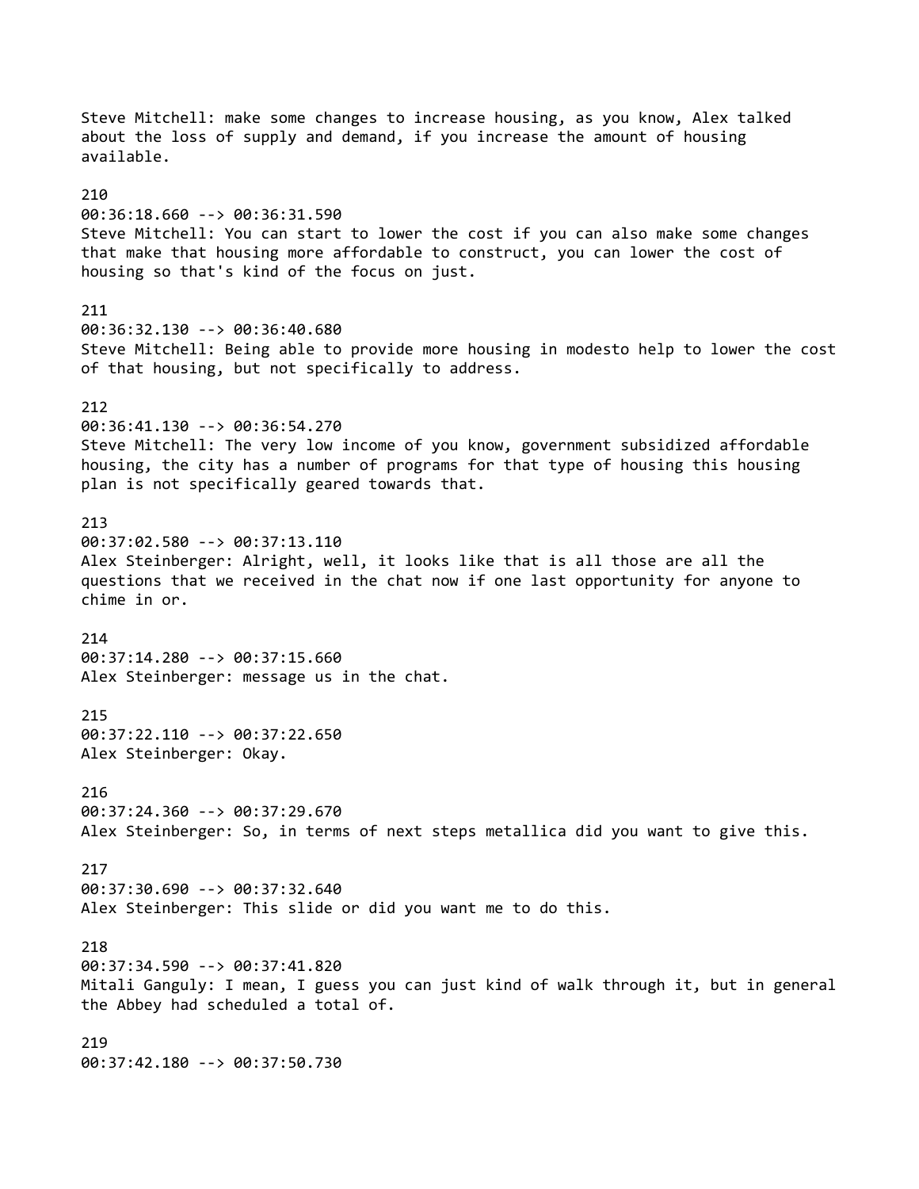Steve Mitchell: make some changes to increase housing, as you know, Alex talked about the loss of supply and demand, if you increase the amount of housing available.

210
00:36:18.660 --> 00:36:31.590
Steve Mitchell: You can start to lower the cost if you can also make some changes that make that housing more affordable to construct, you can lower the cost of housing so that's kind of the focus on just.

211
00:36:32.130 --> 00:36:40.680
Steve Mitchell: Being able to provide more housing in modesto help to lower the cost of that housing, but not specifically to address.

212
00:36:41.130 --> 00:36:54.270
Steve Mitchell: The very low income of you know, government subsidized affordable housing, the city has a number of programs for that type of housing this housing plan is not specifically geared towards that.

213
00:37:02.580 --> 00:37:13.110
Alex Steinberger: Alright, well, it looks like that is all those are all the questions that we received in the chat now if one last opportunity for anyone to chime in or.

214
00:37:14.280 --> 00:37:15.660
Alex Steinberger: message us in the chat.

215
00:37:22.110 --> 00:37:22.650
Alex Steinberger: Okay.

216
00:37:24.360 --> 00:37:29.670
Alex Steinberger: So, in terms of next steps metallica did you want to give this.

217
00:37:30.690 --> 00:37:32.640
Alex Steinberger: This slide or did you want me to do this.

218
00:37:34.590 --> 00:37:41.820
Mitali Ganguly: I mean, I guess you can just kind of walk through it, but in general the Abbey had scheduled a total of.

219
00:37:42.180 --> 00:37:50.730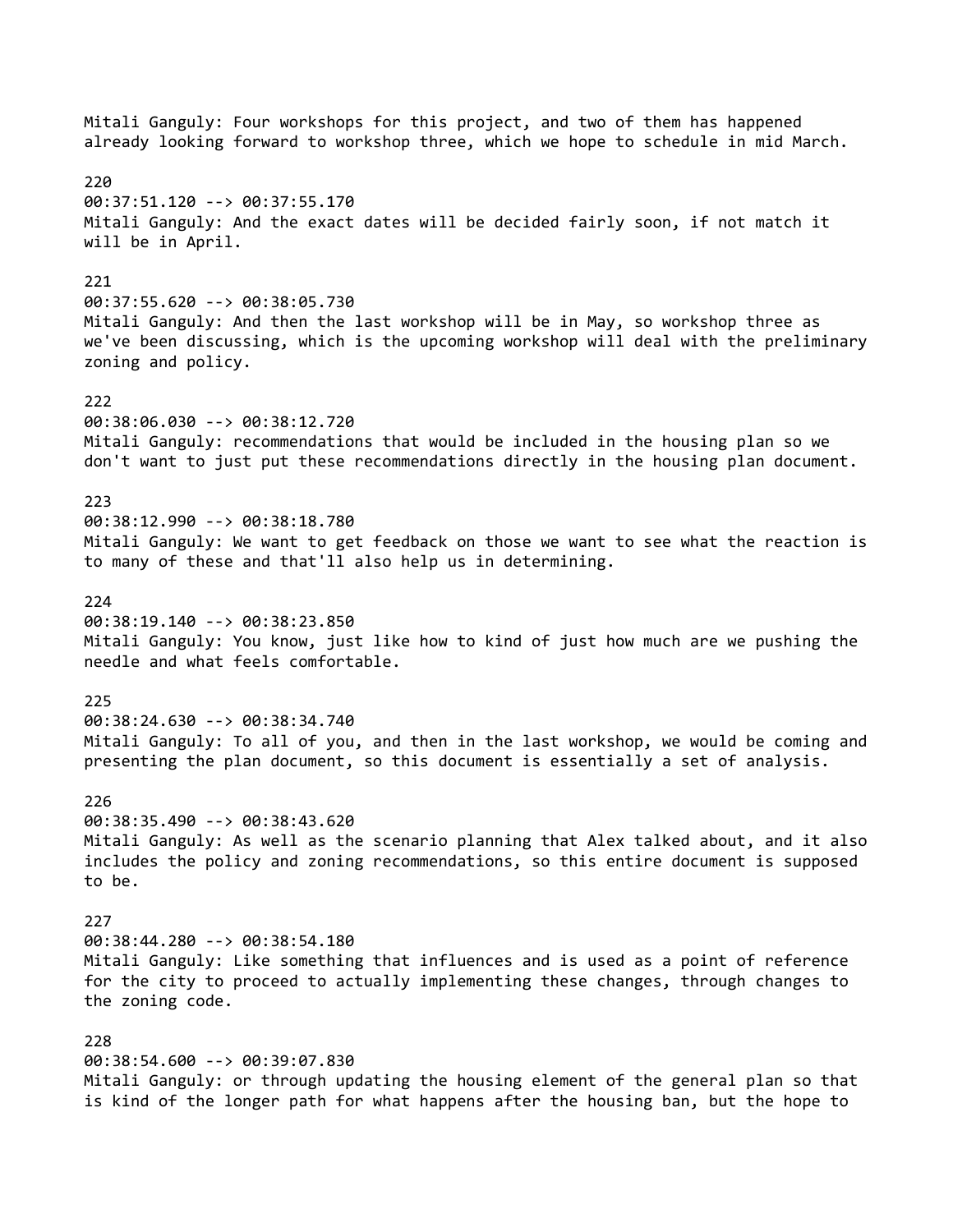Mitali Ganguly: Four workshops for this project, and two of them has happened already looking forward to workshop three, which we hope to schedule in mid March.

220
00:37:51.120 --> 00:37:55.170
Mitali Ganguly: And the exact dates will be decided fairly soon, if not match it will be in April.

221
00:37:55.620 --> 00:38:05.730
Mitali Ganguly: And then the last workshop will be in May, so workshop three as we've been discussing, which is the upcoming workshop will deal with the preliminary zoning and policy.

222
00:38:06.030 --> 00:38:12.720
Mitali Ganguly: recommendations that would be included in the housing plan so we don't want to just put these recommendations directly in the housing plan document.

223
00:38:12.990 --> 00:38:18.780
Mitali Ganguly: We want to get feedback on those we want to see what the reaction is to many of these and that'll also help us in determining.

224
00:38:19.140 --> 00:38:23.850
Mitali Ganguly: You know, just like how to kind of just how much are we pushing the needle and what feels comfortable.

225
00:38:24.630 --> 00:38:34.740
Mitali Ganguly: To all of you, and then in the last workshop, we would be coming and presenting the plan document, so this document is essentially a set of analysis.

226
00:38:35.490 --> 00:38:43.620
Mitali Ganguly: As well as the scenario planning that Alex talked about, and it also includes the policy and zoning recommendations, so this entire document is supposed to be.

227
00:38:44.280 --> 00:38:54.180
Mitali Ganguly: Like something that influences and is used as a point of reference for the city to proceed to actually implementing these changes, through changes to the zoning code.

228
00:38:54.600 --> 00:39:07.830
Mitali Ganguly: or through updating the housing element of the general plan so that is kind of the longer path for what happens after the housing ban, but the hope to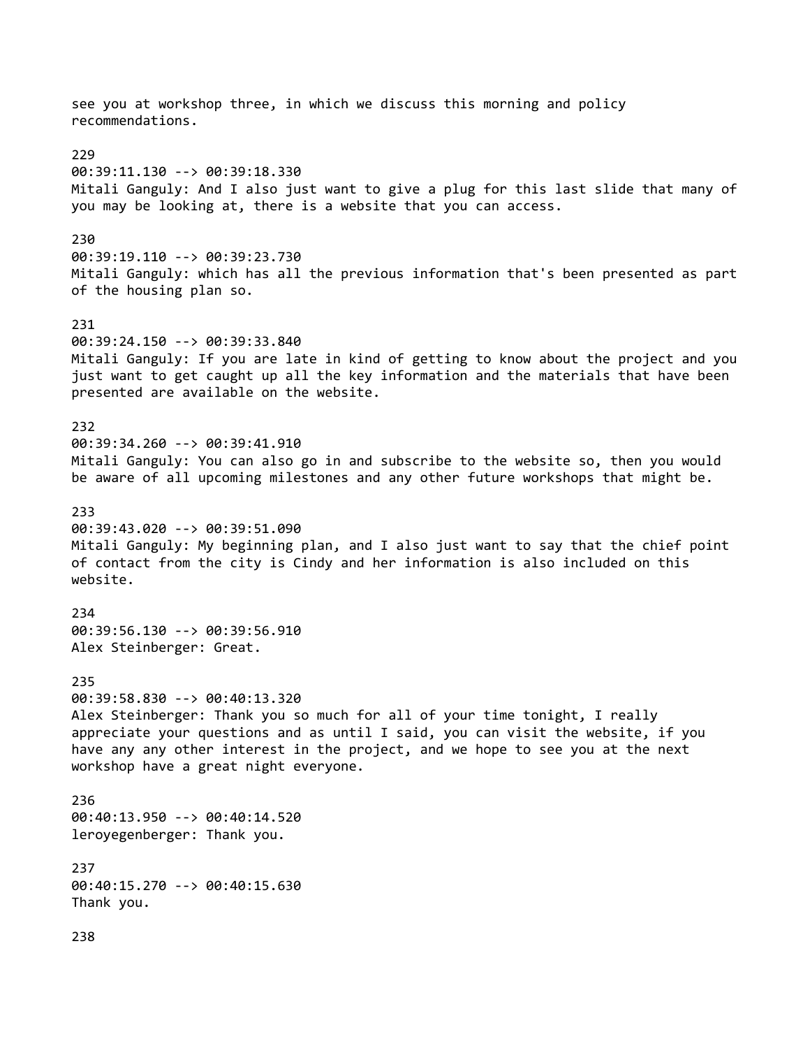see you at workshop three, in which we discuss this morning and policy recommendations.

229
00:39:11.130 --> 00:39:18.330
Mitali Ganguly: And I also just want to give a plug for this last slide that many of you may be looking at, there is a website that you can access.

230
00:39:19.110 --> 00:39:23.730
Mitali Ganguly: which has all the previous information that's been presented as part of the housing plan so.

231
00:39:24.150 --> 00:39:33.840
Mitali Ganguly: If you are late in kind of getting to know about the project and you just want to get caught up all the key information and the materials that have been presented are available on the website.

232
00:39:34.260 --> 00:39:41.910
Mitali Ganguly: You can also go in and subscribe to the website so, then you would be aware of all upcoming milestones and any other future workshops that might be.

233
00:39:43.020 --> 00:39:51.090
Mitali Ganguly: My beginning plan, and I also just want to say that the chief point of contact from the city is Cindy and her information is also included on this website.

234
00:39:56.130 --> 00:39:56.910
Alex Steinberger: Great.

235
00:39:58.830 --> 00:40:13.320
Alex Steinberger: Thank you so much for all of your time tonight, I really appreciate your questions and as until I said, you can visit the website, if you have any any other interest in the project, and we hope to see you at the next workshop have a great night everyone.

236
00:40:13.950 --> 00:40:14.520
leroyegenberger: Thank you.

237
00:40:15.270 --> 00:40:15.630
Thank you.

238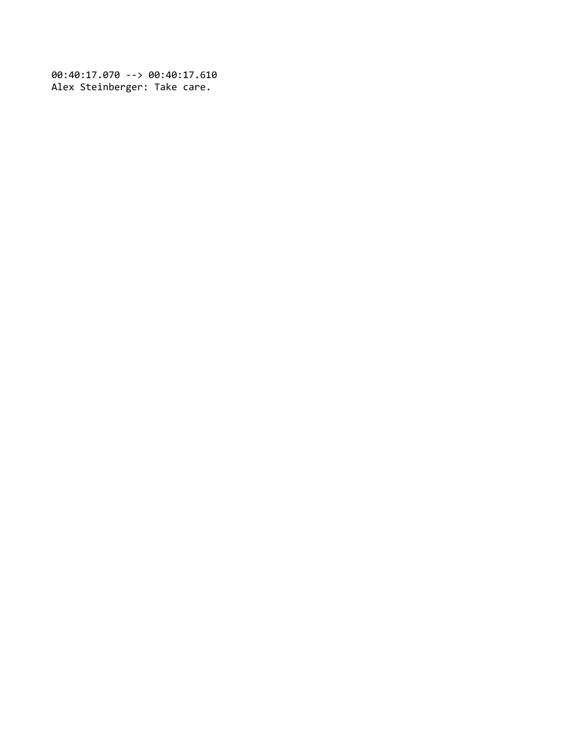00:40:17.070 --> 00:40:17.610
Alex Steinberger: Take care.